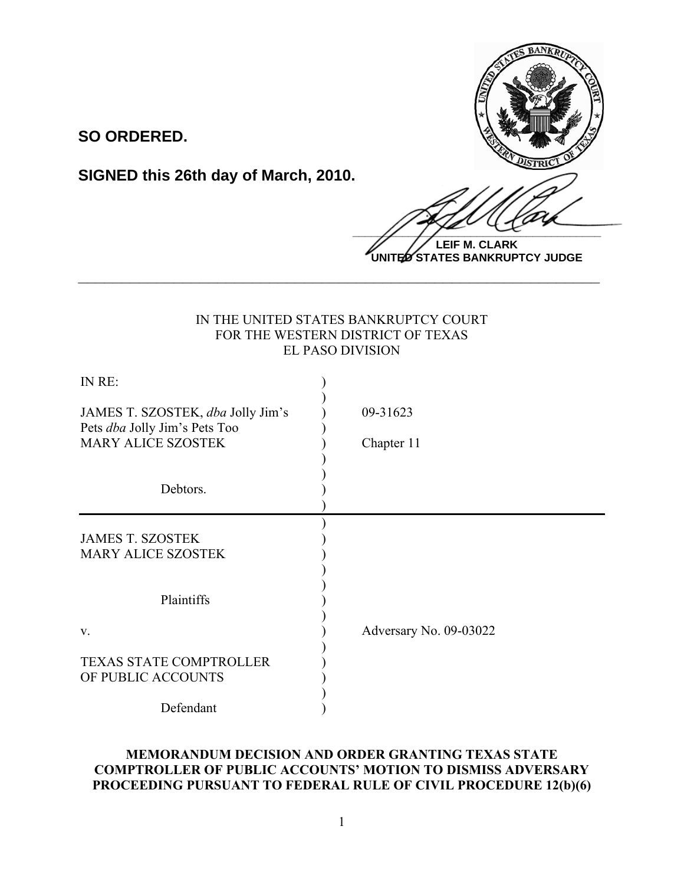**SO ORDERED.**

**SIGNED this 26th day of March, 2010.**

**LEIF M. CLARK**
**UNITED STATES BANKRUPTCY JUDGE**

---

IN THE UNITED STATES BANKRUPTCY COURT
FOR THE WESTERN DISTRICT OF TEXAS
EL PASO DIVISION

| | | |
|---|---|---|
| IN RE: | ) | |
| JAMES T. SZOSTEK, *dba* Jolly Jim's Pets *dba* Jolly Jim's Pets Too | ) | 09-31623 |
| MARY ALICE SZOSTEK | ) | Chapter 11 |
| Debtors. | ) | |
| JAMES T. SZOSTEK | ) | |
| MARY ALICE SZOSTEK | ) | |
| Plaintiffs | ) | |
| v. | ) | Adversary No. 09-03022 |
| TEXAS STATE COMPTROLLER OF PUBLIC ACCOUNTS | ) | |
| Defendant | ) | |

**MEMORANDUM DECISION AND ORDER GRANTING TEXAS STATE COMPTROLLER OF PUBLIC ACCOUNTS' MOTION TO DISMISS ADVERSARY PROCEEDING PURSUANT TO FEDERAL RULE OF CIVIL PROCEDURE 12(b)(6)**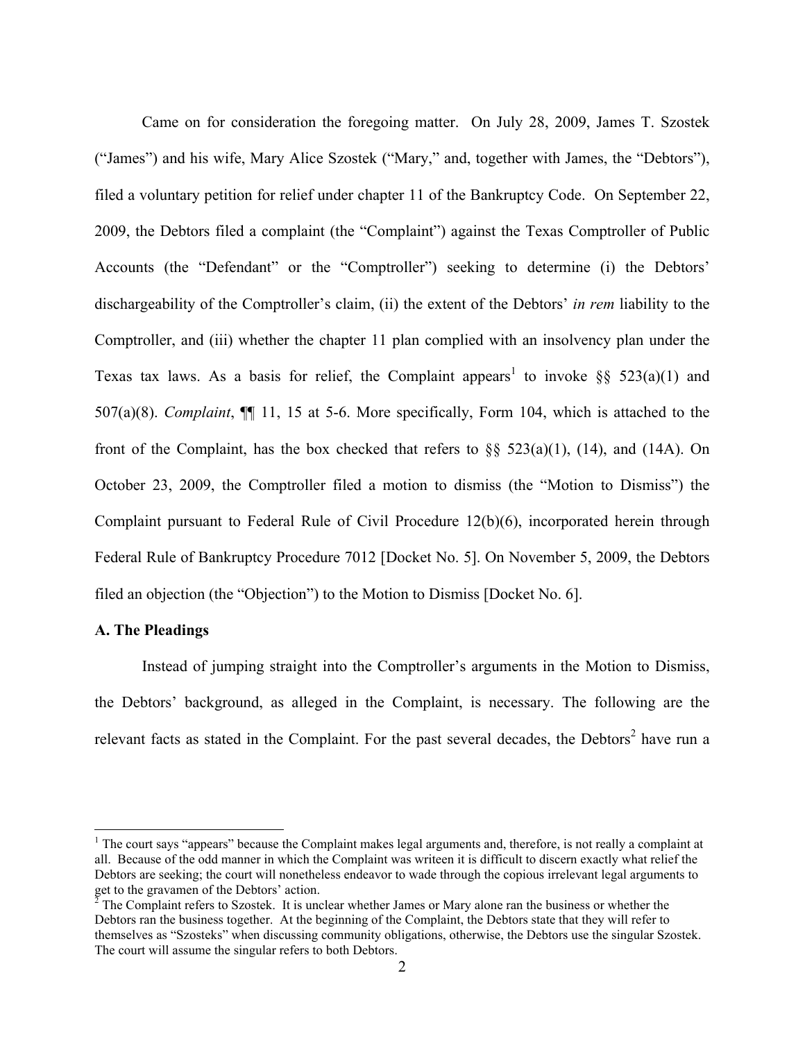Came on for consideration the foregoing matter. On July 28, 2009, James T. Szostek ("James") and his wife, Mary Alice Szostek ("Mary," and, together with James, the "Debtors"), filed a voluntary petition for relief under chapter 11 of the Bankruptcy Code. On September 22, 2009, the Debtors filed a complaint (the "Complaint") against the Texas Comptroller of Public Accounts (the "Defendant" or the "Comptroller") seeking to determine (i) the Debtors' dischargeability of the Comptroller's claim, (ii) the extent of the Debtors' *in rem* liability to the Comptroller, and (iii) whether the chapter 11 plan complied with an insolvency plan under the Texas tax laws. As a basis for relief, the Complaint appears[1] to invoke §§ 523(a)(1) and 507(a)(8). *Complaint*, ¶¶ 11, 15 at 5-6. More specifically, Form 104, which is attached to the front of the Complaint, has the box checked that refers to §§ 523(a)(1), (14), and (14A). On October 23, 2009, the Comptroller filed a motion to dismiss (the "Motion to Dismiss") the Complaint pursuant to Federal Rule of Civil Procedure 12(b)(6), incorporated herein through Federal Rule of Bankruptcy Procedure 7012 [Docket No. 5]. On November 5, 2009, the Debtors filed an objection (the "Objection") to the Motion to Dismiss [Docket No. 6].

**A. The Pleadings**

Instead of jumping straight into the Comptroller's arguments in the Motion to Dismiss, the Debtors' background, as alleged in the Complaint, is necessary. The following are the relevant facts as stated in the Complaint. For the past several decades, the Debtors[2] have run a

[1] The court says "appears" because the Complaint makes legal arguments and, therefore, is not really a complaint at all. Because of the odd manner in which the Complaint was writeen it is difficult to discern exactly what relief the Debtors are seeking; the court will nonetheless endeavor to wade through the copious irrelevant legal arguments to get to the gravamen of the Debtors' action.

[2] The Complaint refers to Szostek. It is unclear whether James or Mary alone ran the business or whether the Debtors ran the business together. At the beginning of the Complaint, the Debtors state that they will refer to themselves as "Szosteks" when discussing community obligations, otherwise, the Debtors use the singular Szostek. The court will assume the singular refers to both Debtors.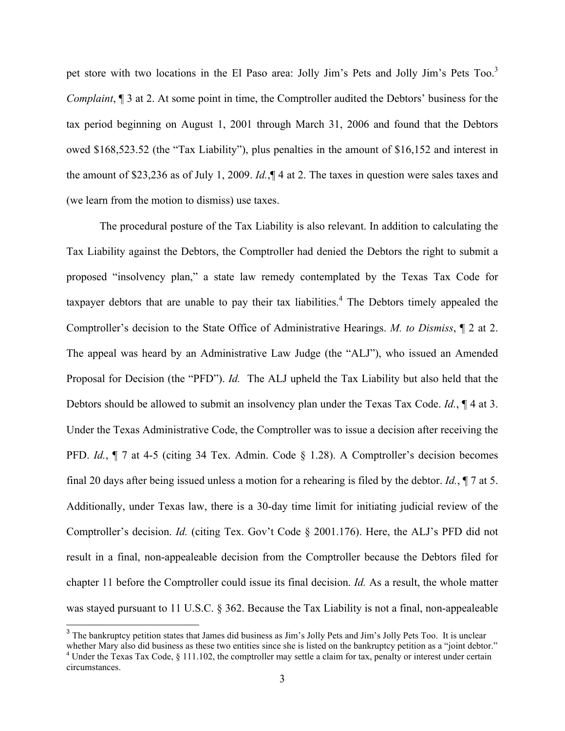pet store with two locations in the El Paso area: Jolly Jim's Pets and Jolly Jim's Pets Too.[3] *Complaint*, ¶ 3 at 2. At some point in time, the Comptroller audited the Debtors' business for the tax period beginning on August 1, 2001 through March 31, 2006 and found that the Debtors owed $168,523.52 (the "Tax Liability"), plus penalties in the amount of $16,152 and interest in the amount of $23,236 as of July 1, 2009. *Id.*,¶ 4 at 2. The taxes in question were sales taxes and (we learn from the motion to dismiss) use taxes.

The procedural posture of the Tax Liability is also relevant. In addition to calculating the Tax Liability against the Debtors, the Comptroller had denied the Debtors the right to submit a proposed "insolvency plan," a state law remedy contemplated by the Texas Tax Code for taxpayer debtors that are unable to pay their tax liabilities.[4] The Debtors timely appealed the Comptroller's decision to the State Office of Administrative Hearings. *M. to Dismiss*, ¶ 2 at 2. The appeal was heard by an Administrative Law Judge (the "ALJ"), who issued an Amended Proposal for Decision (the "PFD"). *Id.* The ALJ upheld the Tax Liability but also held that the Debtors should be allowed to submit an insolvency plan under the Texas Tax Code. *Id.*, ¶ 4 at 3. Under the Texas Administrative Code, the Comptroller was to issue a decision after receiving the PFD. *Id.*, ¶ 7 at 4-5 (citing 34 Tex. Admin. Code § 1.28). A Comptroller's decision becomes final 20 days after being issued unless a motion for a rehearing is filed by the debtor. *Id.*, ¶ 7 at 5. Additionally, under Texas law, there is a 30-day time limit for initiating judicial review of the Comptroller's decision. *Id.* (citing Tex. Gov't Code § 2001.176). Here, the ALJ's PFD did not result in a final, non-appealeable decision from the Comptroller because the Debtors filed for chapter 11 before the Comptroller could issue its final decision. *Id.* As a result, the whole matter was stayed pursuant to 11 U.S.C. § 362. Because the Tax Liability is not a final, non-appealeable

---

[3] The bankruptcy petition states that James did business as Jim's Jolly Pets and Jim's Jolly Pets Too. It is unclear whether Mary also did business as these two entities since she is listed on the bankruptcy petition as a "joint debtor."

[4] Under the Texas Tax Code, § 111.102, the comptroller may settle a claim for tax, penalty or interest under certain circumstances.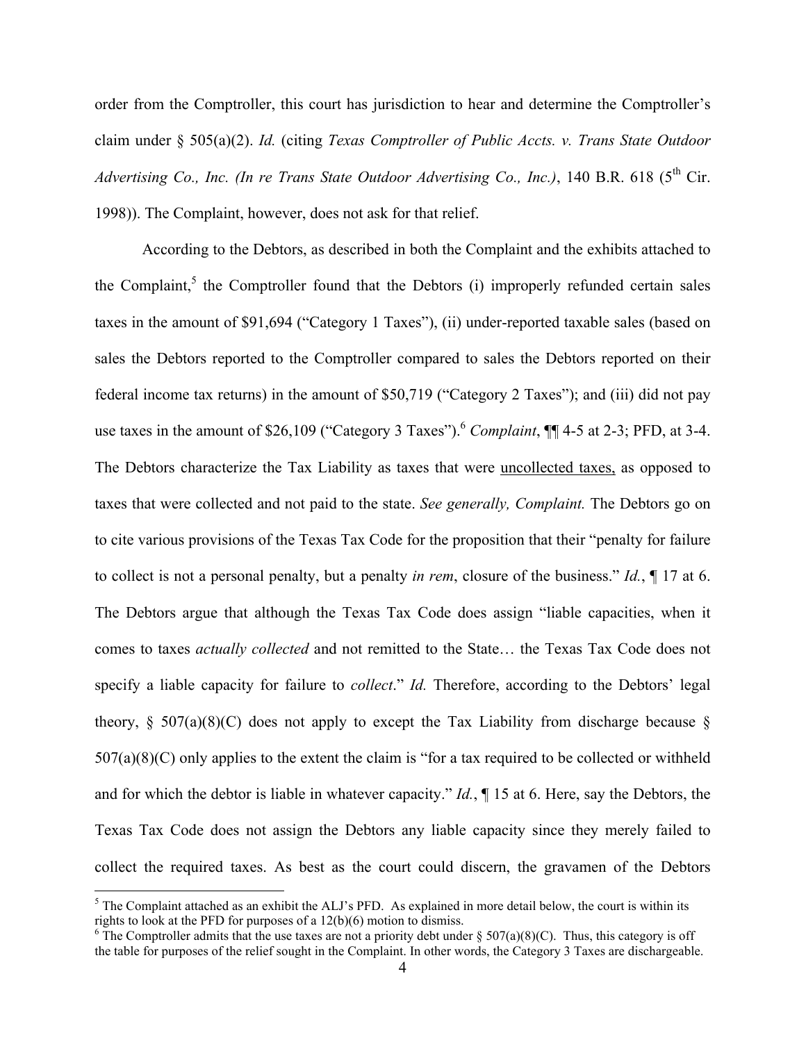order from the Comptroller, this court has jurisdiction to hear and determine the Comptroller's claim under § 505(a)(2). *Id.* (citing *Texas Comptroller of Public Accts. v. Trans State Outdoor Advertising Co., Inc. (In re Trans State Outdoor Advertising Co., Inc.)*, 140 B.R. 618 (5th Cir. 1998)). The Complaint, however, does not ask for that relief.

According to the Debtors, as described in both the Complaint and the exhibits attached to the Complaint,[5] the Comptroller found that the Debtors (i) improperly refunded certain sales taxes in the amount of $91,694 ("Category 1 Taxes"), (ii) under-reported taxable sales (based on sales the Debtors reported to the Comptroller compared to sales the Debtors reported on their federal income tax returns) in the amount of $50,719 ("Category 2 Taxes"); and (iii) did not pay use taxes in the amount of $26,109 ("Category 3 Taxes").[6] *Complaint*, ¶¶ 4-5 at 2-3; PFD, at 3-4. The Debtors characterize the Tax Liability as taxes that were uncollected taxes, as opposed to taxes that were collected and not paid to the state. *See generally, Complaint.* The Debtors go on to cite various provisions of the Texas Tax Code for the proposition that their "penalty for failure to collect is not a personal penalty, but a penalty *in rem*, closure of the business." *Id.*, ¶ 17 at 6. The Debtors argue that although the Texas Tax Code does assign "liable capacities, when it comes to taxes *actually collected* and not remitted to the State… the Texas Tax Code does not specify a liable capacity for failure to *collect*." *Id.* Therefore, according to the Debtors' legal theory, § 507(a)(8)(C) does not apply to except the Tax Liability from discharge because § 507(a)(8)(C) only applies to the extent the claim is "for a tax required to be collected or withheld and for which the debtor is liable in whatever capacity." *Id.*, ¶ 15 at 6. Here, say the Debtors, the Texas Tax Code does not assign the Debtors any liable capacity since they merely failed to collect the required taxes. As best as the court could discern, the gravamen of the Debtors

[5] The Complaint attached as an exhibit the ALJ's PFD. As explained in more detail below, the court is within its rights to look at the PFD for purposes of a 12(b)(6) motion to dismiss.

[6] The Comptroller admits that the use taxes are not a priority debt under § 507(a)(8)(C). Thus, this category is off the table for purposes of the relief sought in the Complaint. In other words, the Category 3 Taxes are dischargeable.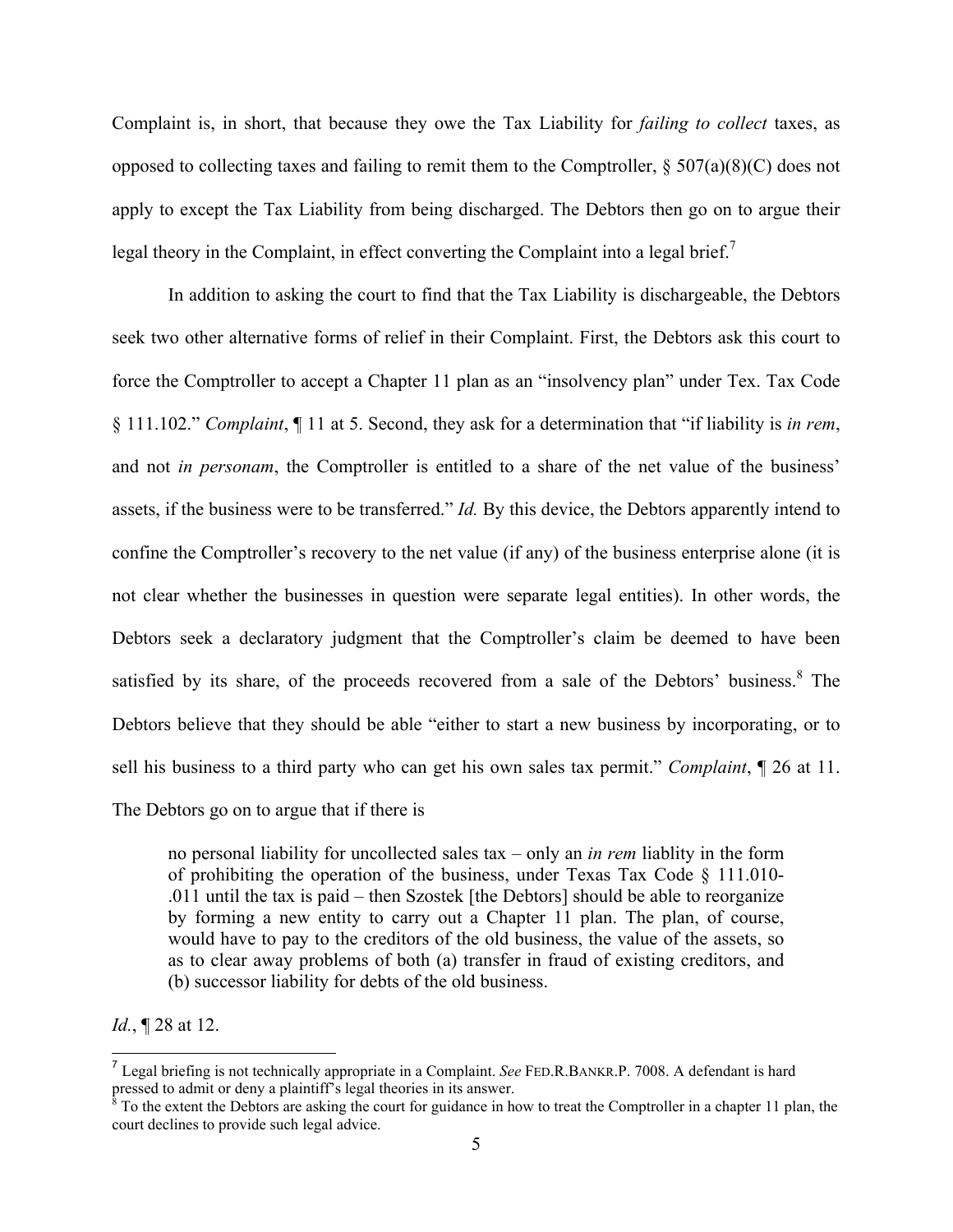Complaint is, in short, that because they owe the Tax Liability for *failing to collect* taxes, as opposed to collecting taxes and failing to remit them to the Comptroller, § 507(a)(8)(C) does not apply to except the Tax Liability from being discharged. The Debtors then go on to argue their legal theory in the Complaint, in effect converting the Complaint into a legal brief.[7]

In addition to asking the court to find that the Tax Liability is dischargeable, the Debtors seek two other alternative forms of relief in their Complaint. First, the Debtors ask this court to force the Comptroller to accept a Chapter 11 plan as an "insolvency plan" under Tex. Tax Code § 111.102." *Complaint*, ¶ 11 at 5. Second, they ask for a determination that "if liability is *in rem*, and not *in personam*, the Comptroller is entitled to a share of the net value of the business' assets, if the business were to be transferred." *Id.* By this device, the Debtors apparently intend to confine the Comptroller's recovery to the net value (if any) of the business enterprise alone (it is not clear whether the businesses in question were separate legal entities). In other words, the Debtors seek a declaratory judgment that the Comptroller's claim be deemed to have been satisfied by its share, of the proceeds recovered from a sale of the Debtors' business.[8] The Debtors believe that they should be able "either to start a new business by incorporating, or to sell his business to a third party who can get his own sales tax permit." *Complaint*, ¶ 26 at 11. The Debtors go on to argue that if there is

> no personal liability for uncollected sales tax – only an *in rem* liablity in the form of prohibiting the operation of the business, under Texas Tax Code § 111.010-.011 until the tax is paid – then Szostek [the Debtors] should be able to reorganize by forming a new entity to carry out a Chapter 11 plan. The plan, of course, would have to pay to the creditors of the old business, the value of the assets, so as to clear away problems of both (a) transfer in fraud of existing creditors, and (b) successor liability for debts of the old business.

*Id.*, ¶ 28 at 12.

[7] Legal briefing is not technically appropriate in a Complaint. *See* FED.R.BANKR.P. 7008. A defendant is hard pressed to admit or deny a plaintiff's legal theories in its answer.

[8] To the extent the Debtors are asking the court for guidance in how to treat the Comptroller in a chapter 11 plan, the court declines to provide such legal advice.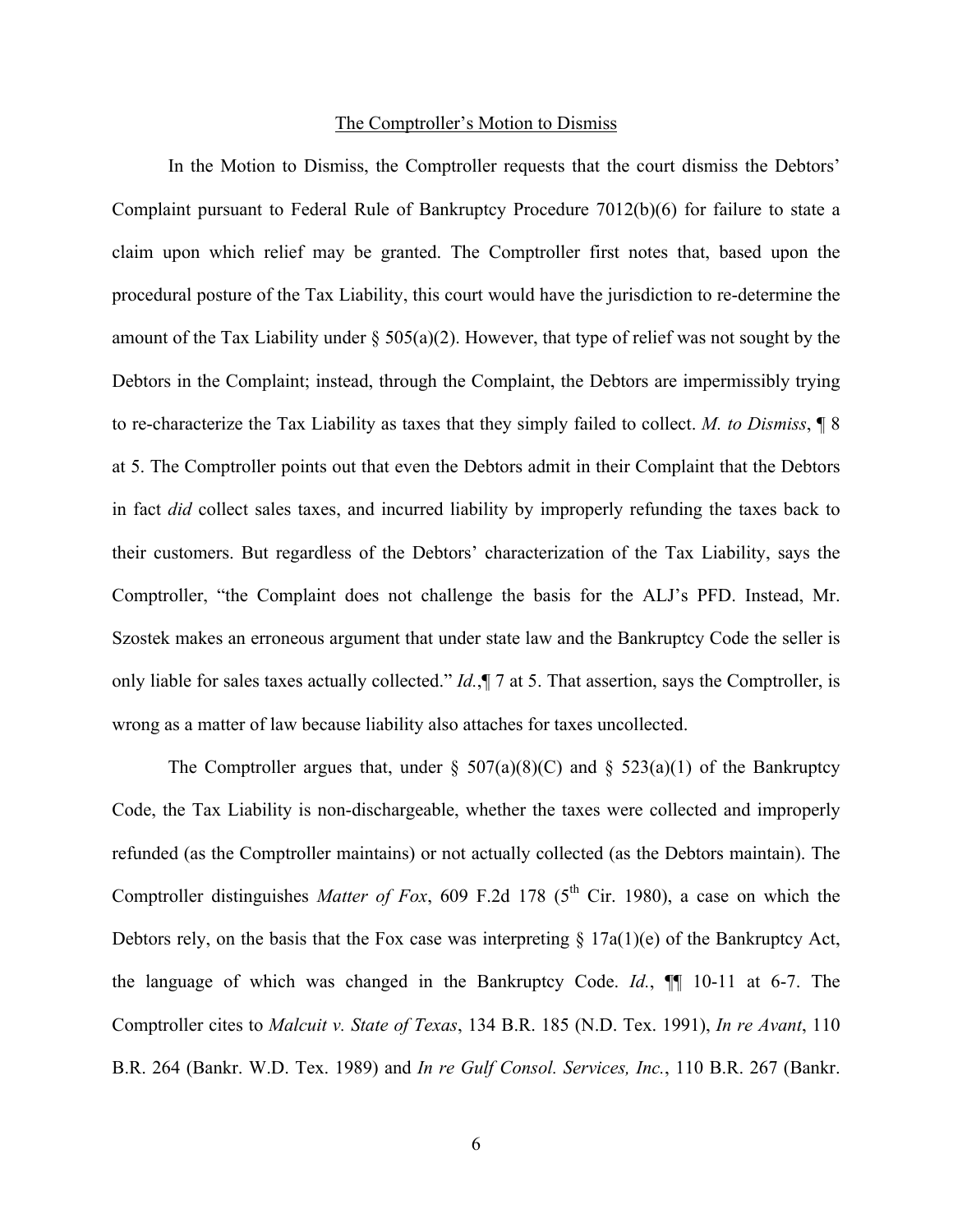<u>The Comptroller's Motion to Dismiss</u>

In the Motion to Dismiss, the Comptroller requests that the court dismiss the Debtors' Complaint pursuant to Federal Rule of Bankruptcy Procedure 7012(b)(6) for failure to state a claim upon which relief may be granted. The Comptroller first notes that, based upon the procedural posture of the Tax Liability, this court would have the jurisdiction to re-determine the amount of the Tax Liability under § 505(a)(2). However, that type of relief was not sought by the Debtors in the Complaint; instead, through the Complaint, the Debtors are impermissibly trying to re-characterize the Tax Liability as taxes that they simply failed to collect. *M. to Dismiss*, ¶ 8 at 5. The Comptroller points out that even the Debtors admit in their Complaint that the Debtors in fact *did* collect sales taxes, and incurred liability by improperly refunding the taxes back to their customers. But regardless of the Debtors' characterization of the Tax Liability, says the Comptroller, "the Complaint does not challenge the basis for the ALJ's PFD. Instead, Mr. Szostek makes an erroneous argument that under state law and the Bankruptcy Code the seller is only liable for sales taxes actually collected." *Id.*,¶ 7 at 5. That assertion, says the Comptroller, is wrong as a matter of law because liability also attaches for taxes uncollected.

The Comptroller argues that, under § 507(a)(8)(C) and § 523(a)(1) of the Bankruptcy Code, the Tax Liability is non-dischargeable, whether the taxes were collected and improperly refunded (as the Comptroller maintains) or not actually collected (as the Debtors maintain). The Comptroller distinguishes *Matter of Fox*, 609 F.2d 178 (5th Cir. 1980), a case on which the Debtors rely, on the basis that the Fox case was interpreting § 17a(1)(e) of the Bankruptcy Act, the language of which was changed in the Bankruptcy Code. *Id.*, ¶¶ 10-11 at 6-7. The Comptroller cites to *Malcuit v. State of Texas*, 134 B.R. 185 (N.D. Tex. 1991), *In re Avant*, 110 B.R. 264 (Bankr. W.D. Tex. 1989) and *In re Gulf Consol. Services, Inc.*, 110 B.R. 267 (Bankr.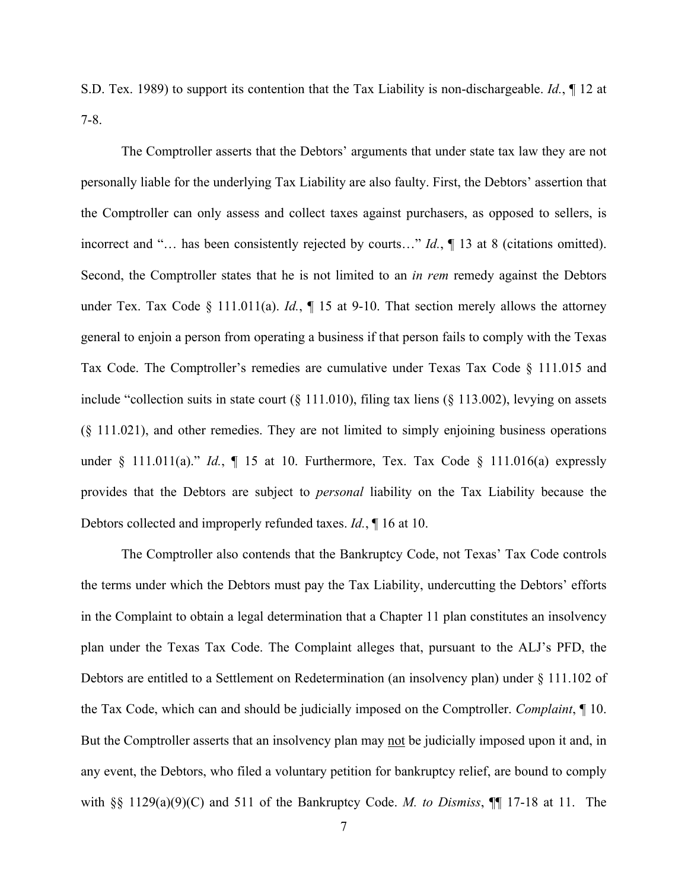S.D. Tex. 1989) to support its contention that the Tax Liability is non-dischargeable. *Id.*, ¶ 12 at 7-8.

The Comptroller asserts that the Debtors' arguments that under state tax law they are not personally liable for the underlying Tax Liability are also faulty. First, the Debtors' assertion that the Comptroller can only assess and collect taxes against purchasers, as opposed to sellers, is incorrect and "… has been consistently rejected by courts…" *Id.*, ¶ 13 at 8 (citations omitted). Second, the Comptroller states that he is not limited to an *in rem* remedy against the Debtors under Tex. Tax Code § 111.011(a). *Id.*, ¶ 15 at 9-10. That section merely allows the attorney general to enjoin a person from operating a business if that person fails to comply with the Texas Tax Code. The Comptroller's remedies are cumulative under Texas Tax Code § 111.015 and include "collection suits in state court (§ 111.010), filing tax liens (§ 113.002), levying on assets (§ 111.021), and other remedies. They are not limited to simply enjoining business operations under § 111.011(a)." *Id.*, ¶ 15 at 10. Furthermore, Tex. Tax Code § 111.016(a) expressly provides that the Debtors are subject to *personal* liability on the Tax Liability because the Debtors collected and improperly refunded taxes. *Id.*, ¶ 16 at 10.

The Comptroller also contends that the Bankruptcy Code, not Texas' Tax Code controls the terms under which the Debtors must pay the Tax Liability, undercutting the Debtors' efforts in the Complaint to obtain a legal determination that a Chapter 11 plan constitutes an insolvency plan under the Texas Tax Code. The Complaint alleges that, pursuant to the ALJ's PFD, the Debtors are entitled to a Settlement on Redetermination (an insolvency plan) under § 111.102 of the Tax Code, which can and should be judicially imposed on the Comptroller. *Complaint*, ¶ 10. But the Comptroller asserts that an insolvency plan may not be judicially imposed upon it and, in any event, the Debtors, who filed a voluntary petition for bankruptcy relief, are bound to comply with §§ 1129(a)(9)(C) and 511 of the Bankruptcy Code. *M. to Dismiss*, ¶¶ 17-18 at 11. The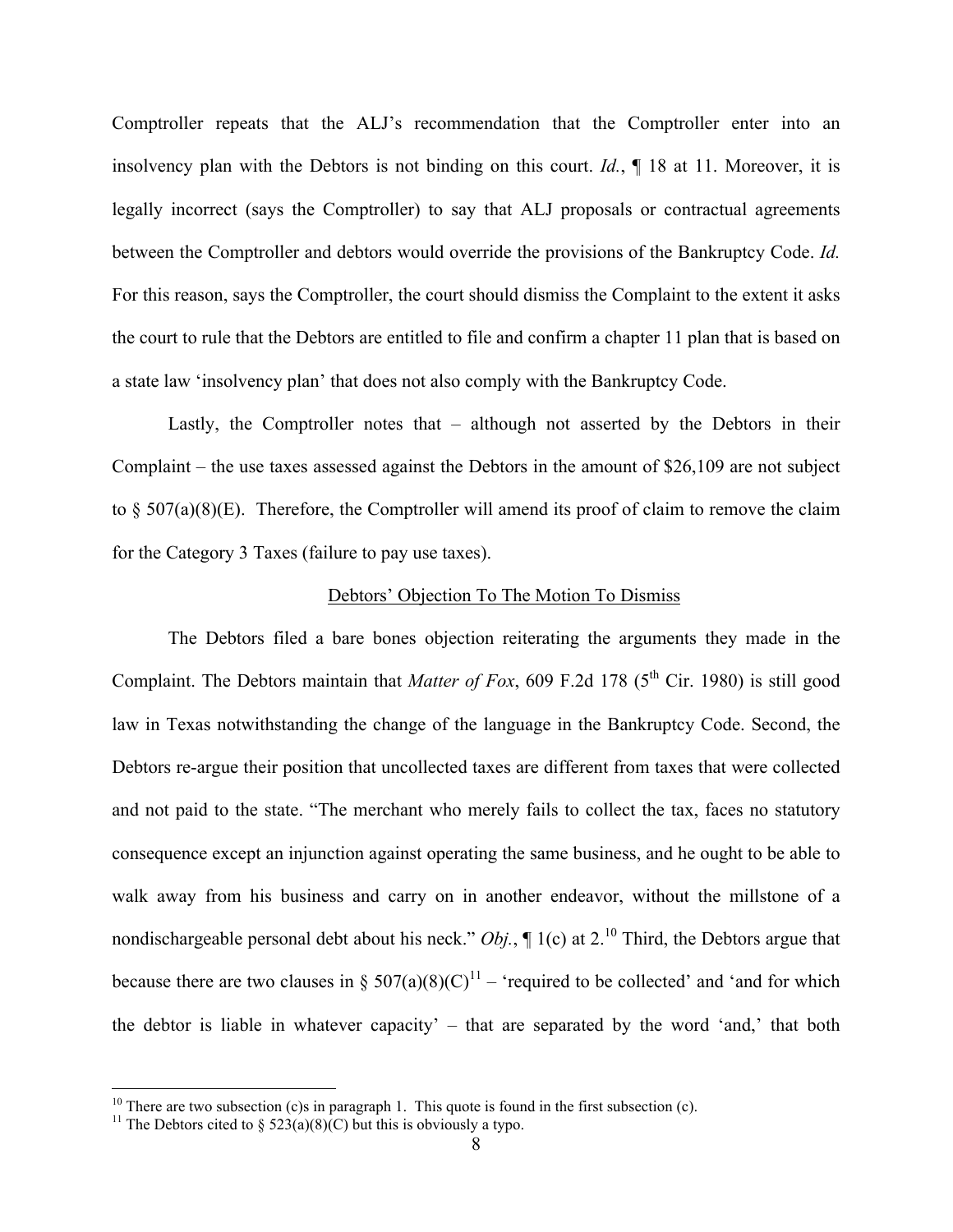Comptroller repeats that the ALJ's recommendation that the Comptroller enter into an insolvency plan with the Debtors is not binding on this court. *Id.*, ¶ 18 at 11. Moreover, it is legally incorrect (says the Comptroller) to say that ALJ proposals or contractual agreements between the Comptroller and debtors would override the provisions of the Bankruptcy Code. *Id.* For this reason, says the Comptroller, the court should dismiss the Complaint to the extent it asks the court to rule that the Debtors are entitled to file and confirm a chapter 11 plan that is based on a state law 'insolvency plan' that does not also comply with the Bankruptcy Code.

Lastly, the Comptroller notes that – although not asserted by the Debtors in their Complaint – the use taxes assessed against the Debtors in the amount of $26,109 are not subject to § 507(a)(8)(E). Therefore, the Comptroller will amend its proof of claim to remove the claim for the Category 3 Taxes (failure to pay use taxes).

## Debtors' Objection To The Motion To Dismiss

The Debtors filed a bare bones objection reiterating the arguments they made in the Complaint. The Debtors maintain that *Matter of Fox*, 609 F.2d 178 (5th Cir. 1980) is still good law in Texas notwithstanding the change of the language in the Bankruptcy Code. Second, the Debtors re-argue their position that uncollected taxes are different from taxes that were collected and not paid to the state. "The merchant who merely fails to collect the tax, faces no statutory consequence except an injunction against operating the same business, and he ought to be able to walk away from his business and carry on in another endeavor, without the millstone of a nondischargeable personal debt about his neck." *Obj.*, ¶ 1(c) at 2.[10] Third, the Debtors argue that because there are two clauses in § 507(a)(8)(C)[11] – 'required to be collected' and 'and for which the debtor is liable in whatever capacity' – that are separated by the word 'and,' that both

---

[10] There are two subsection (c)s in paragraph 1. This quote is found in the first subsection (c).

[11] The Debtors cited to § 523(a)(8)(C) but this is obviously a typo.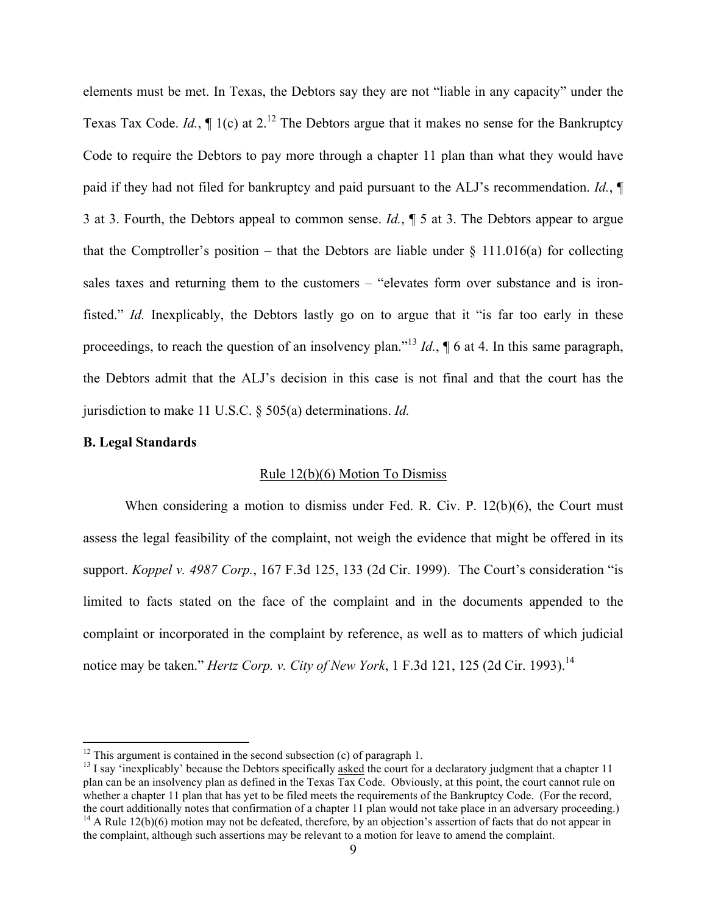elements must be met. In Texas, the Debtors say they are not "liable in any capacity" under the Texas Tax Code. *Id.*, ¶ 1(c) at 2.[12] The Debtors argue that it makes no sense for the Bankruptcy Code to require the Debtors to pay more through a chapter 11 plan than what they would have paid if they had not filed for bankruptcy and paid pursuant to the ALJ's recommendation. *Id.*, ¶ 3 at 3. Fourth, the Debtors appeal to common sense. *Id.*, ¶ 5 at 3. The Debtors appear to argue that the Comptroller's position – that the Debtors are liable under § 111.016(a) for collecting sales taxes and returning them to the customers – "elevates form over substance and is iron-fisted." *Id.* Inexplicably, the Debtors lastly go on to argue that it "is far too early in these proceedings, to reach the question of an insolvency plan."[13] *Id.*, ¶ 6 at 4. In this same paragraph, the Debtors admit that the ALJ's decision in this case is not final and that the court has the jurisdiction to make 11 U.S.C. § 505(a) determinations. *Id.*

**B. Legal Standards**

<u>Rule 12(b)(6) Motion To Dismiss</u>

When considering a motion to dismiss under Fed. R. Civ. P. 12(b)(6), the Court must assess the legal feasibility of the complaint, not weigh the evidence that might be offered in its support. *Koppel v. 4987 Corp.*, 167 F.3d 125, 133 (2d Cir. 1999). The Court's consideration "is limited to facts stated on the face of the complaint and in the documents appended to the complaint or incorporated in the complaint by reference, as well as to matters of which judicial notice may be taken." *Hertz Corp. v. City of New York*, 1 F.3d 121, 125 (2d Cir. 1993).[14]

---

[12] This argument is contained in the second subsection (c) of paragraph 1.

[13] I say 'inexplicably' because the Debtors specifically <u>asked</u> the court for a declaratory judgment that a chapter 11 plan can be an insolvency plan as defined in the Texas Tax Code. Obviously, at this point, the court cannot rule on whether a chapter 11 plan that has yet to be filed meets the requirements of the Bankruptcy Code. (For the record, the court additionally notes that confirmation of a chapter 11 plan would not take place in an adversary proceeding.)

[14] A Rule 12(b)(6) motion may not be defeated, therefore, by an objection's assertion of facts that do not appear in the complaint, although such assertions may be relevant to a motion for leave to amend the complaint.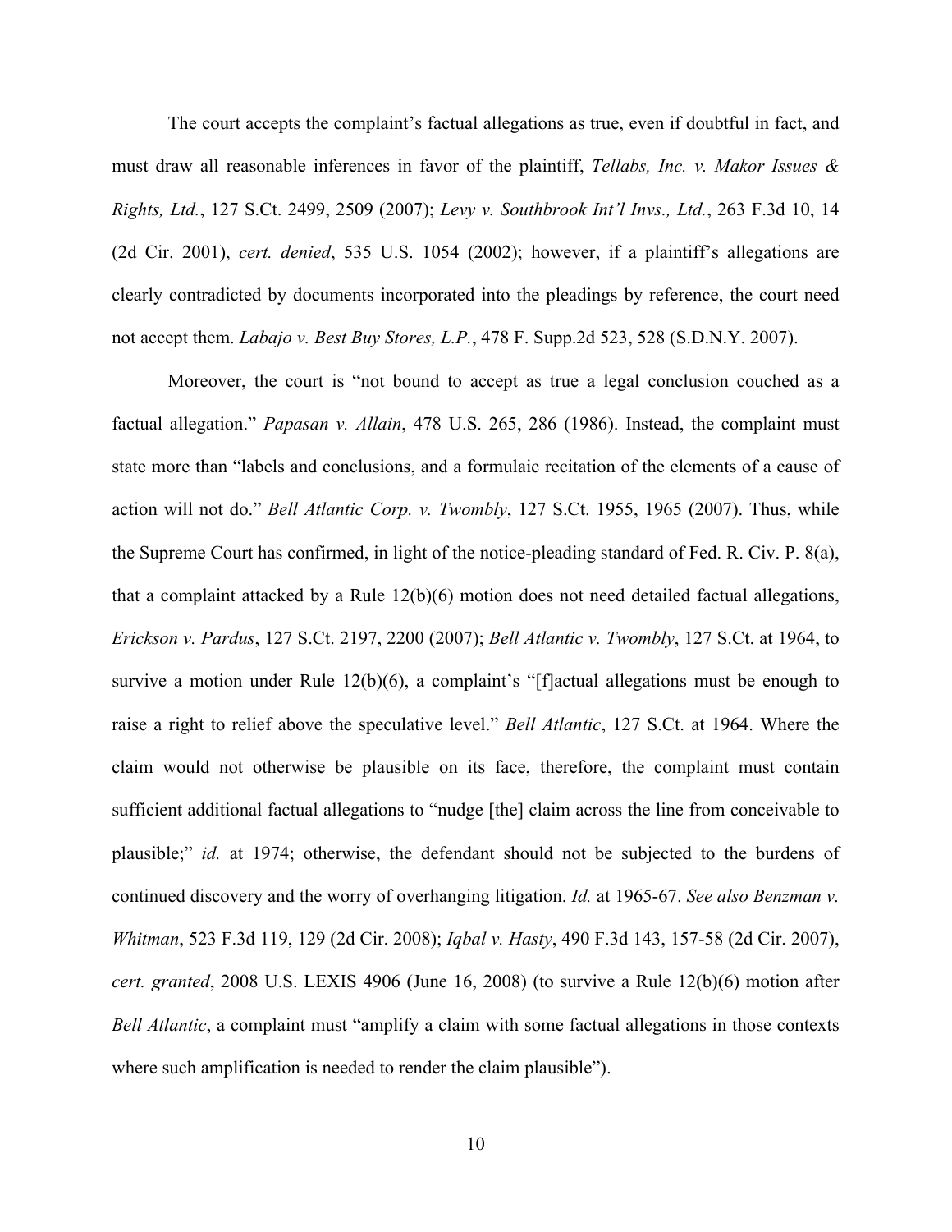The court accepts the complaint's factual allegations as true, even if doubtful in fact, and must draw all reasonable inferences in favor of the plaintiff, *Tellabs, Inc. v. Makor Issues & Rights, Ltd.*, 127 S.Ct. 2499, 2509 (2007); *Levy v. Southbrook Int'l Invs., Ltd.*, 263 F.3d 10, 14 (2d Cir. 2001), *cert. denied*, 535 U.S. 1054 (2002); however, if a plaintiff's allegations are clearly contradicted by documents incorporated into the pleadings by reference, the court need not accept them. *Labajo v. Best Buy Stores, L.P.*, 478 F. Supp.2d 523, 528 (S.D.N.Y. 2007).

Moreover, the court is "not bound to accept as true a legal conclusion couched as a factual allegation." *Papasan v. Allain*, 478 U.S. 265, 286 (1986). Instead, the complaint must state more than "labels and conclusions, and a formulaic recitation of the elements of a cause of action will not do." *Bell Atlantic Corp. v. Twombly*, 127 S.Ct. 1955, 1965 (2007). Thus, while the Supreme Court has confirmed, in light of the notice-pleading standard of Fed. R. Civ. P. 8(a), that a complaint attacked by a Rule 12(b)(6) motion does not need detailed factual allegations, *Erickson v. Pardus*, 127 S.Ct. 2197, 2200 (2007); *Bell Atlantic v. Twombly*, 127 S.Ct. at 1964, to survive a motion under Rule 12(b)(6), a complaint's "[f]actual allegations must be enough to raise a right to relief above the speculative level." *Bell Atlantic*, 127 S.Ct. at 1964. Where the claim would not otherwise be plausible on its face, therefore, the complaint must contain sufficient additional factual allegations to "nudge [the] claim across the line from conceivable to plausible;" *id.* at 1974; otherwise, the defendant should not be subjected to the burdens of continued discovery and the worry of overhanging litigation. *Id.* at 1965-67. *See also Benzman v. Whitman*, 523 F.3d 119, 129 (2d Cir. 2008); *Iqbal v. Hasty*, 490 F.3d 143, 157-58 (2d Cir. 2007), *cert. granted*, 2008 U.S. LEXIS 4906 (June 16, 2008) (to survive a Rule 12(b)(6) motion after *Bell Atlantic*, a complaint must "amplify a claim with some factual allegations in those contexts where such amplification is needed to render the claim plausible").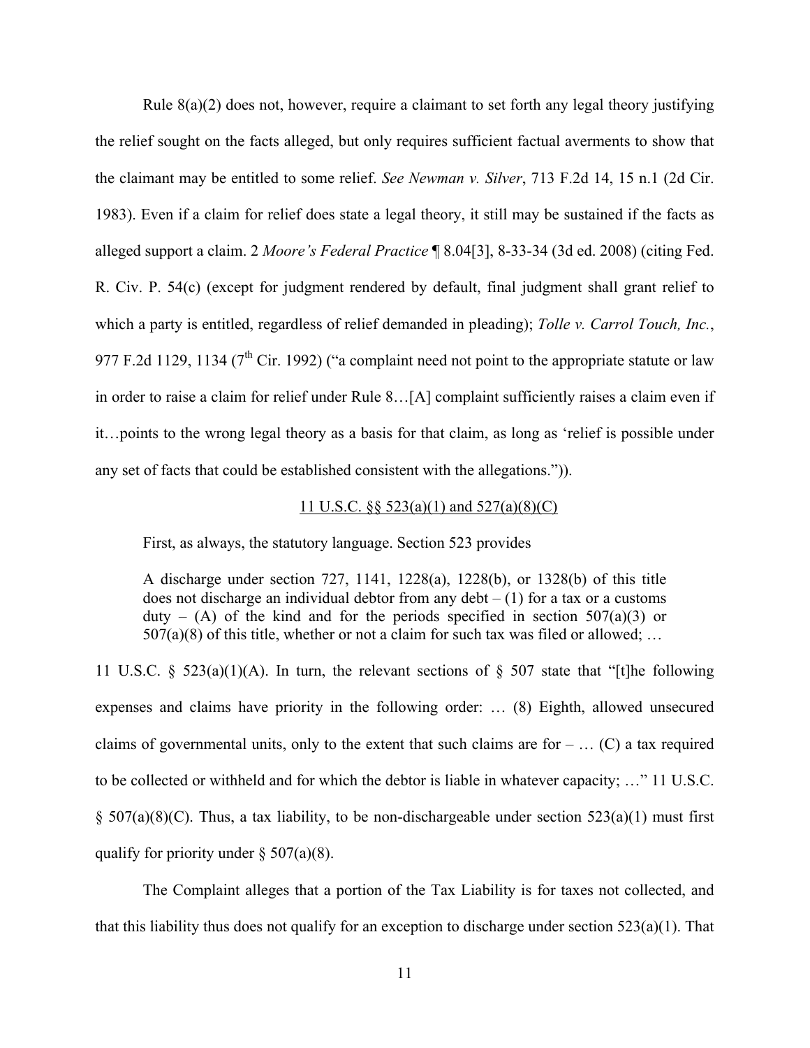Rule 8(a)(2) does not, however, require a claimant to set forth any legal theory justifying the relief sought on the facts alleged, but only requires sufficient factual averments to show that the claimant may be entitled to some relief. *See Newman v. Silver*, 713 F.2d 14, 15 n.1 (2d Cir. 1983). Even if a claim for relief does state a legal theory, it still may be sustained if the facts as alleged support a claim. 2 *Moore's Federal Practice* ¶ 8.04[3], 8-33-34 (3d ed. 2008) (citing Fed. R. Civ. P. 54(c) (except for judgment rendered by default, final judgment shall grant relief to which a party is entitled, regardless of relief demanded in pleading); *Tolle v. Carrol Touch, Inc.*, 977 F.2d 1129, 1134 (7th Cir. 1992) ("a complaint need not point to the appropriate statute or law in order to raise a claim for relief under Rule 8…[A] complaint sufficiently raises a claim even if it…points to the wrong legal theory as a basis for that claim, as long as 'relief is possible under any set of facts that could be established consistent with the allegations.")).

<u>11 U.S.C. §§ 523(a)(1) and 527(a)(8)(C)</u>

First, as always, the statutory language. Section 523 provides

> A discharge under section 727, 1141, 1228(a), 1228(b), or 1328(b) of this title does not discharge an individual debtor from any debt – (1) for a tax or a customs duty – (A) of the kind and for the periods specified in section 507(a)(3) or 507(a)(8) of this title, whether or not a claim for such tax was filed or allowed; …

11 U.S.C. § 523(a)(1)(A). In turn, the relevant sections of § 507 state that "[t]he following expenses and claims have priority in the following order: … (8) Eighth, allowed unsecured claims of governmental units, only to the extent that such claims are for – … (C) a tax required to be collected or withheld and for which the debtor is liable in whatever capacity; …" 11 U.S.C. § 507(a)(8)(C). Thus, a tax liability, to be non-dischargeable under section 523(a)(1) must first qualify for priority under § 507(a)(8).

The Complaint alleges that a portion of the Tax Liability is for taxes not collected, and that this liability thus does not qualify for an exception to discharge under section 523(a)(1). That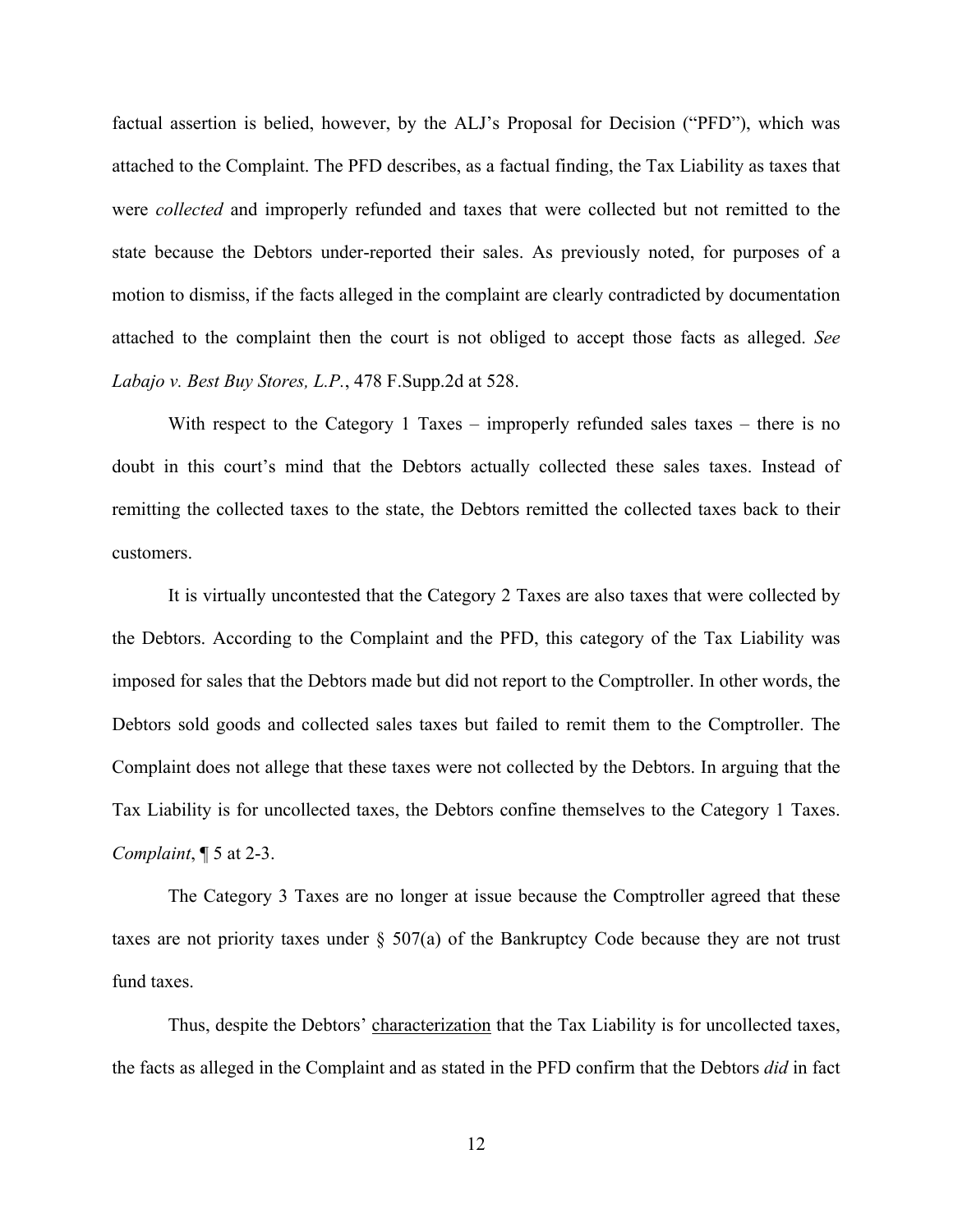factual assertion is belied, however, by the ALJ's Proposal for Decision ("PFD"), which was attached to the Complaint. The PFD describes, as a factual finding, the Tax Liability as taxes that were *collected* and improperly refunded and taxes that were collected but not remitted to the state because the Debtors under-reported their sales. As previously noted, for purposes of a motion to dismiss, if the facts alleged in the complaint are clearly contradicted by documentation attached to the complaint then the court is not obliged to accept those facts as alleged. *See Labajo v. Best Buy Stores, L.P.*, 478 F.Supp.2d at 528.

With respect to the Category 1 Taxes – improperly refunded sales taxes – there is no doubt in this court's mind that the Debtors actually collected these sales taxes. Instead of remitting the collected taxes to the state, the Debtors remitted the collected taxes back to their customers.

It is virtually uncontested that the Category 2 Taxes are also taxes that were collected by the Debtors. According to the Complaint and the PFD, this category of the Tax Liability was imposed for sales that the Debtors made but did not report to the Comptroller. In other words, the Debtors sold goods and collected sales taxes but failed to remit them to the Comptroller. The Complaint does not allege that these taxes were not collected by the Debtors. In arguing that the Tax Liability is for uncollected taxes, the Debtors confine themselves to the Category 1 Taxes. *Complaint*, ¶ 5 at 2-3.

The Category 3 Taxes are no longer at issue because the Comptroller agreed that these taxes are not priority taxes under § 507(a) of the Bankruptcy Code because they are not trust fund taxes.

Thus, despite the Debtors' <u>characterization</u> that the Tax Liability is for uncollected taxes, the facts as alleged in the Complaint and as stated in the PFD confirm that the Debtors *did* in fact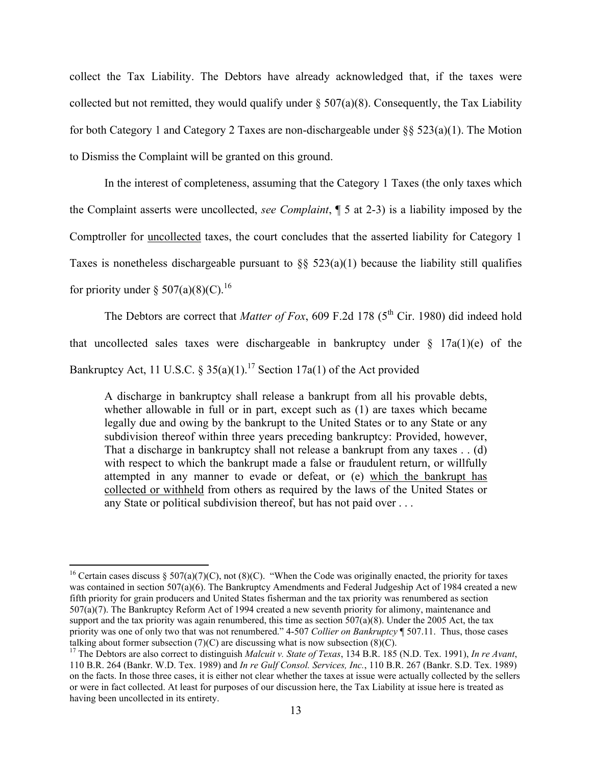collect the Tax Liability. The Debtors have already acknowledged that, if the taxes were collected but not remitted, they would qualify under § 507(a)(8). Consequently, the Tax Liability for both Category 1 and Category 2 Taxes are non-dischargeable under §§ 523(a)(1). The Motion to Dismiss the Complaint will be granted on this ground.

In the interest of completeness, assuming that the Category 1 Taxes (the only taxes which the Complaint asserts were uncollected, *see Complaint*, ¶ 5 at 2-3) is a liability imposed by the Comptroller for uncollected taxes, the court concludes that the asserted liability for Category 1 Taxes is nonetheless dischargeable pursuant to §§ 523(a)(1) because the liability still qualifies for priority under § 507(a)(8)(C).[16]

The Debtors are correct that *Matter of Fox*, 609 F.2d 178 (5th Cir. 1980) did indeed hold that uncollected sales taxes were dischargeable in bankruptcy under § 17a(1)(e) of the Bankruptcy Act, 11 U.S.C. § 35(a)(1).[17] Section 17a(1) of the Act provided

> A discharge in bankruptcy shall release a bankrupt from all his provable debts, whether allowable in full or in part, except such as (1) are taxes which became legally due and owing by the bankrupt to the United States or to any State or any subdivision thereof within three years preceding bankruptcy: Provided, however, That a discharge in bankruptcy shall not release a bankrupt from any taxes . . (d) with respect to which the bankrupt made a false or fraudulent return, or willfully attempted in any manner to evade or defeat, or (e) which the bankrupt has collected or withheld from others as required by the laws of the United States or any State or political subdivision thereof, but has not paid over . . .

---

[16] Certain cases discuss § 507(a)(7)(C), not (8)(C). "When the Code was originally enacted, the priority for taxes was contained in section 507(a)(6). The Bankruptcy Amendments and Federal Judgeship Act of 1984 created a new fifth priority for grain producers and United States fisherman and the tax priority was renumbered as section 507(a)(7). The Bankruptcy Reform Act of 1994 created a new seventh priority for alimony, maintenance and support and the tax priority was again renumbered, this time as section 507(a)(8). Under the 2005 Act, the tax priority was one of only two that was not renumbered." 4-507 *Collier on Bankruptcy* ¶ 507.11. Thus, those cases talking about former subsection (7)(C) are discussing what is now subsection (8)(C).

[17] The Debtors are also correct to distinguish *Malcuit v. State of Texas*, 134 B.R. 185 (N.D. Tex. 1991), *In re Avant*, 110 B.R. 264 (Bankr. W.D. Tex. 1989) and *In re Gulf Consol. Services, Inc.*, 110 B.R. 267 (Bankr. S.D. Tex. 1989) on the facts. In those three cases, it is either not clear whether the taxes at issue were actually collected by the sellers or were in fact collected. At least for purposes of our discussion here, the Tax Liability at issue here is treated as having been uncollected in its entirety.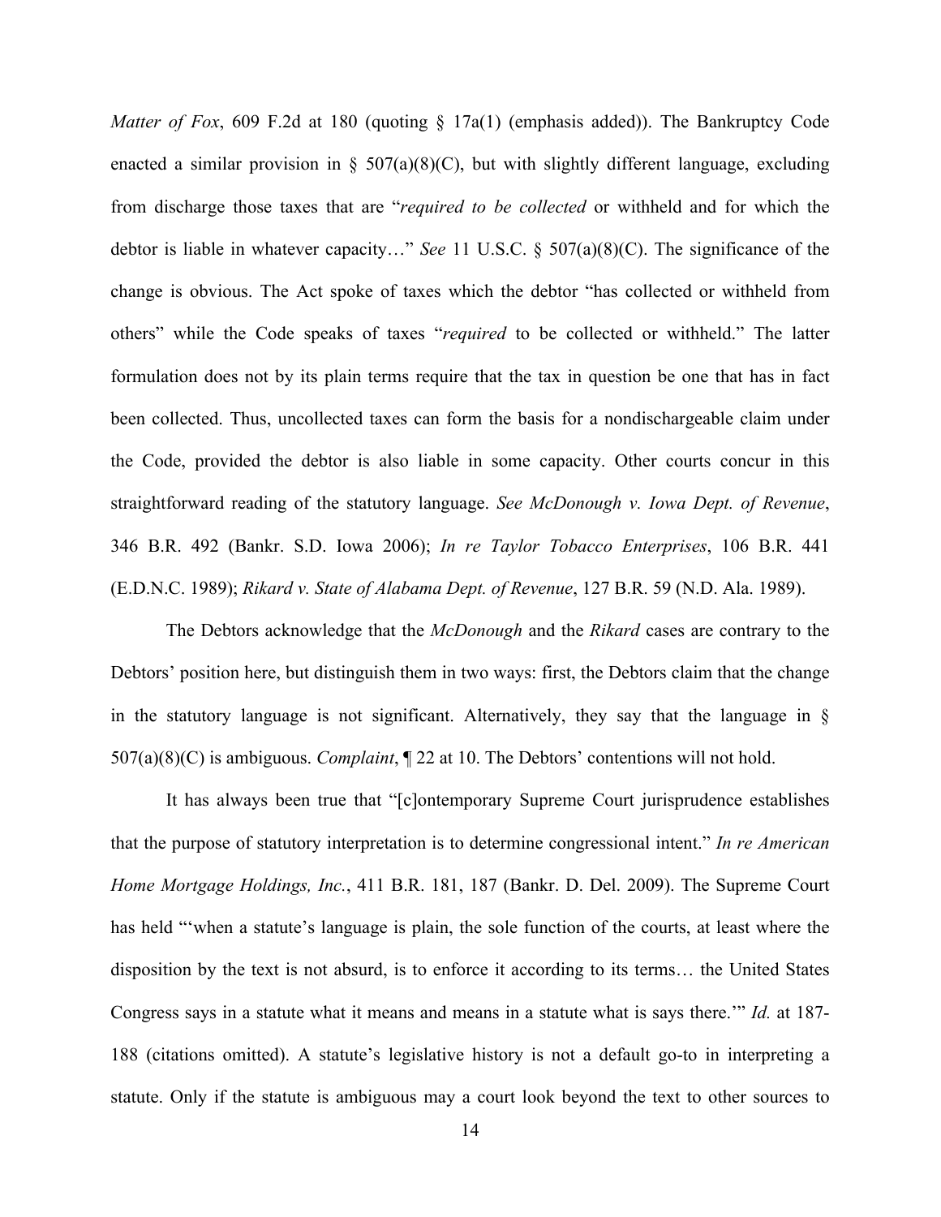*Matter of Fox*, 609 F.2d at 180 (quoting § 17a(1) (emphasis added)). The Bankruptcy Code enacted a similar provision in § 507(a)(8)(C), but with slightly different language, excluding from discharge those taxes that are "*required to be collected* or withheld and for which the debtor is liable in whatever capacity…" *See* 11 U.S.C. § 507(a)(8)(C). The significance of the change is obvious. The Act spoke of taxes which the debtor "has collected or withheld from others" while the Code speaks of taxes "*required* to be collected or withheld." The latter formulation does not by its plain terms require that the tax in question be one that has in fact been collected. Thus, uncollected taxes can form the basis for a nondischargeable claim under the Code, provided the debtor is also liable in some capacity. Other courts concur in this straightforward reading of the statutory language. *See McDonough v. Iowa Dept. of Revenue*, 346 B.R. 492 (Bankr. S.D. Iowa 2006); *In re Taylor Tobacco Enterprises*, 106 B.R. 441 (E.D.N.C. 1989); *Rikard v. State of Alabama Dept. of Revenue*, 127 B.R. 59 (N.D. Ala. 1989).

The Debtors acknowledge that the *McDonough* and the *Rikard* cases are contrary to the Debtors' position here, but distinguish them in two ways: first, the Debtors claim that the change in the statutory language is not significant. Alternatively, they say that the language in § 507(a)(8)(C) is ambiguous. *Complaint*, ¶ 22 at 10. The Debtors' contentions will not hold.

It has always been true that "[c]ontemporary Supreme Court jurisprudence establishes that the purpose of statutory interpretation is to determine congressional intent." *In re American Home Mortgage Holdings, Inc.*, 411 B.R. 181, 187 (Bankr. D. Del. 2009). The Supreme Court has held "'when a statute's language is plain, the sole function of the courts, at least where the disposition by the text is not absurd, is to enforce it according to its terms… the United States Congress says in a statute what it means and means in a statute what is says there.'" *Id.* at 187-188 (citations omitted). A statute's legislative history is not a default go-to in interpreting a statute. Only if the statute is ambiguous may a court look beyond the text to other sources to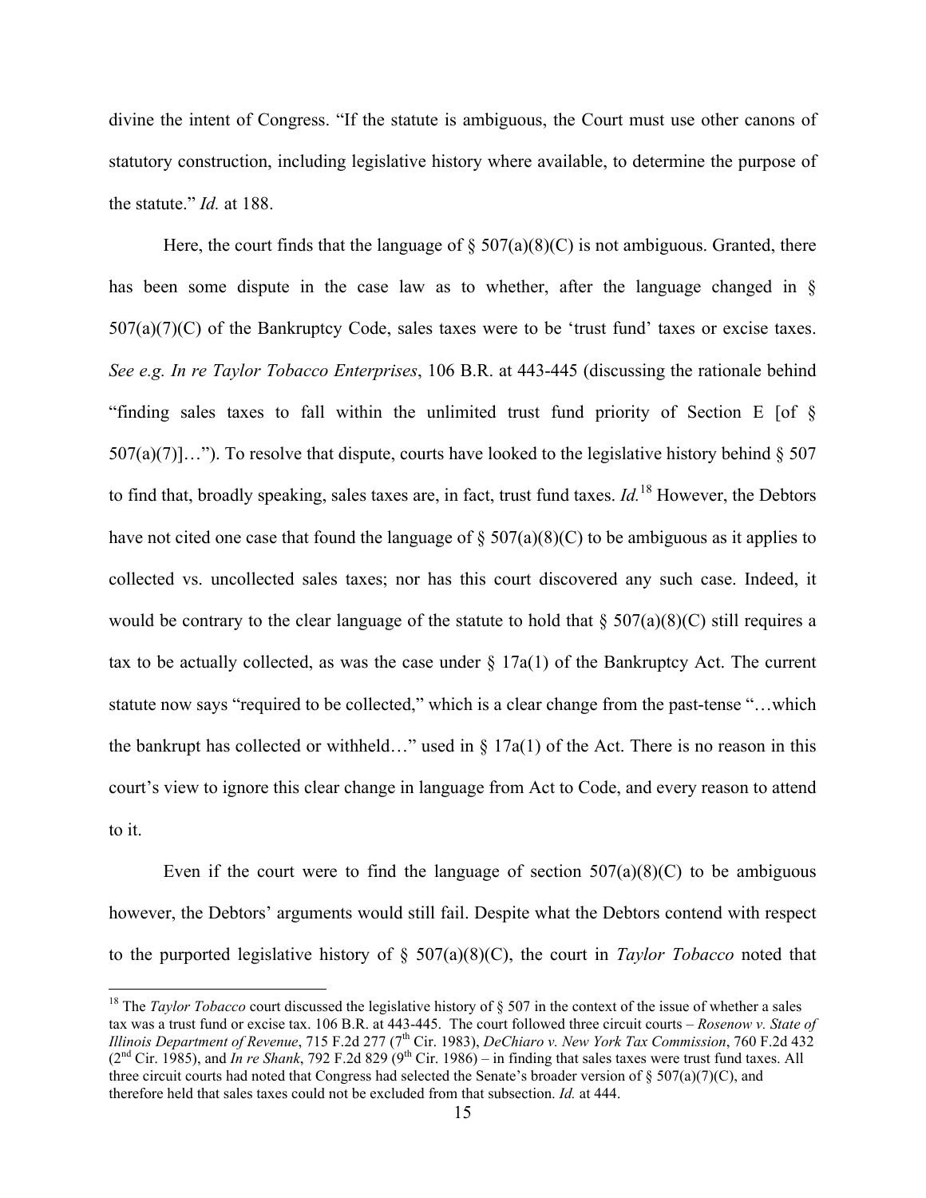divine the intent of Congress. "If the statute is ambiguous, the Court must use other canons of statutory construction, including legislative history where available, to determine the purpose of the statute." *Id.* at 188.

Here, the court finds that the language of § 507(a)(8)(C) is not ambiguous. Granted, there has been some dispute in the case law as to whether, after the language changed in § 507(a)(7)(C) of the Bankruptcy Code, sales taxes were to be 'trust fund' taxes or excise taxes. *See e.g. In re Taylor Tobacco Enterprises*, 106 B.R. at 443-445 (discussing the rationale behind "finding sales taxes to fall within the unlimited trust fund priority of Section E [of § 507(a)(7)]…"). To resolve that dispute, courts have looked to the legislative history behind § 507 to find that, broadly speaking, sales taxes are, in fact, trust fund taxes. *Id.*[18] However, the Debtors have not cited one case that found the language of § 507(a)(8)(C) to be ambiguous as it applies to collected vs. uncollected sales taxes; nor has this court discovered any such case. Indeed, it would be contrary to the clear language of the statute to hold that § 507(a)(8)(C) still requires a tax to be actually collected, as was the case under § 17a(1) of the Bankruptcy Act. The current statute now says "required to be collected," which is a clear change from the past-tense "…which the bankrupt has collected or withheld…" used in § 17a(1) of the Act. There is no reason in this court's view to ignore this clear change in language from Act to Code, and every reason to attend to it.

Even if the court were to find the language of section 507(a)(8)(C) to be ambiguous however, the Debtors' arguments would still fail. Despite what the Debtors contend with respect to the purported legislative history of § 507(a)(8)(C), the court in *Taylor Tobacco* noted that

[18] The *Taylor Tobacco* court discussed the legislative history of § 507 in the context of the issue of whether a sales tax was a trust fund or excise tax. 106 B.R. at 443-445. The court followed three circuit courts – *Rosenow v. State of Illinois Department of Revenue*, 715 F.2d 277 (7th Cir. 1983), *DeChiaro v. New York Tax Commission*, 760 F.2d 432 (2nd Cir. 1985), and *In re Shank*, 792 F.2d 829 (9th Cir. 1986) – in finding that sales taxes were trust fund taxes. All three circuit courts had noted that Congress had selected the Senate's broader version of § 507(a)(7)(C), and therefore held that sales taxes could not be excluded from that subsection. *Id.* at 444.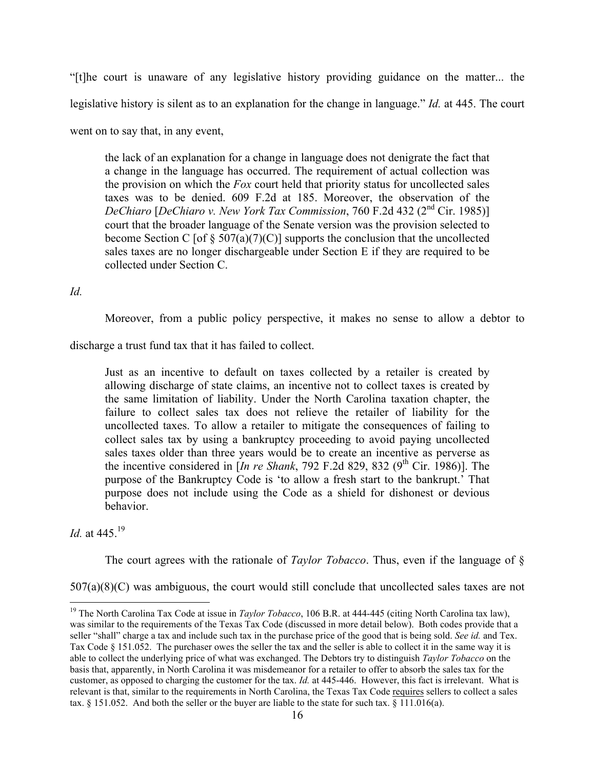"[t]he court is unaware of any legislative history providing guidance on the matter... the legislative history is silent as to an explanation for the change in language." *Id.* at 445. The court went on to say that, in any event,

> the lack of an explanation for a change in language does not denigrate the fact that a change in the language has occurred. The requirement of actual collection was the provision on which the *Fox* court held that priority status for uncollected sales taxes was to be denied. 609 F.2d at 185. Moreover, the observation of the *DeChiaro* [*DeChiaro v. New York Tax Commission*, 760 F.2d 432 (2nd Cir. 1985)] court that the broader language of the Senate version was the provision selected to become Section C [of § 507(a)(7)(C)] supports the conclusion that the uncollected sales taxes are no longer dischargeable under Section E if they are required to be collected under Section C.

*Id.*

Moreover, from a public policy perspective, it makes no sense to allow a debtor to discharge a trust fund tax that it has failed to collect.

> Just as an incentive to default on taxes collected by a retailer is created by allowing discharge of state claims, an incentive not to collect taxes is created by the same limitation of liability. Under the North Carolina taxation chapter, the failure to collect sales tax does not relieve the retailer of liability for the uncollected taxes. To allow a retailer to mitigate the consequences of failing to collect sales tax by using a bankruptcy proceeding to avoid paying uncollected sales taxes older than three years would be to create an incentive as perverse as the incentive considered in [*In re Shank*, 792 F.2d 829, 832 (9th Cir. 1986)]. The purpose of the Bankruptcy Code is 'to allow a fresh start to the bankrupt.' That purpose does not include using the Code as a shield for dishonest or devious behavior.

*Id.* at 445.[19]

The court agrees with the rationale of *Taylor Tobacco*. Thus, even if the language of § 507(a)(8)(C) was ambiguous, the court would still conclude that uncollected sales taxes are not

---

[19] The North Carolina Tax Code at issue in *Taylor Tobacco*, 106 B.R. at 444-445 (citing North Carolina tax law), was similar to the requirements of the Texas Tax Code (discussed in more detail below). Both codes provide that a seller "shall" charge a tax and include such tax in the purchase price of the good that is being sold. *See id.* and Tex. Tax Code § 151.052. The purchaser owes the seller the tax and the seller is able to collect it in the same way it is able to collect the underlying price of what was exchanged. The Debtors try to distinguish *Taylor Tobacco* on the basis that, apparently, in North Carolina it was misdemeanor for a retailer to offer to absorb the sales tax for the customer, as opposed to charging the customer for the tax. *Id.* at 445-446. However, this fact is irrelevant. What is relevant is that, similar to the requirements in North Carolina, the Texas Tax Code requires sellers to collect a sales tax. § 151.052. And both the seller or the buyer are liable to the state for such tax. § 111.016(a).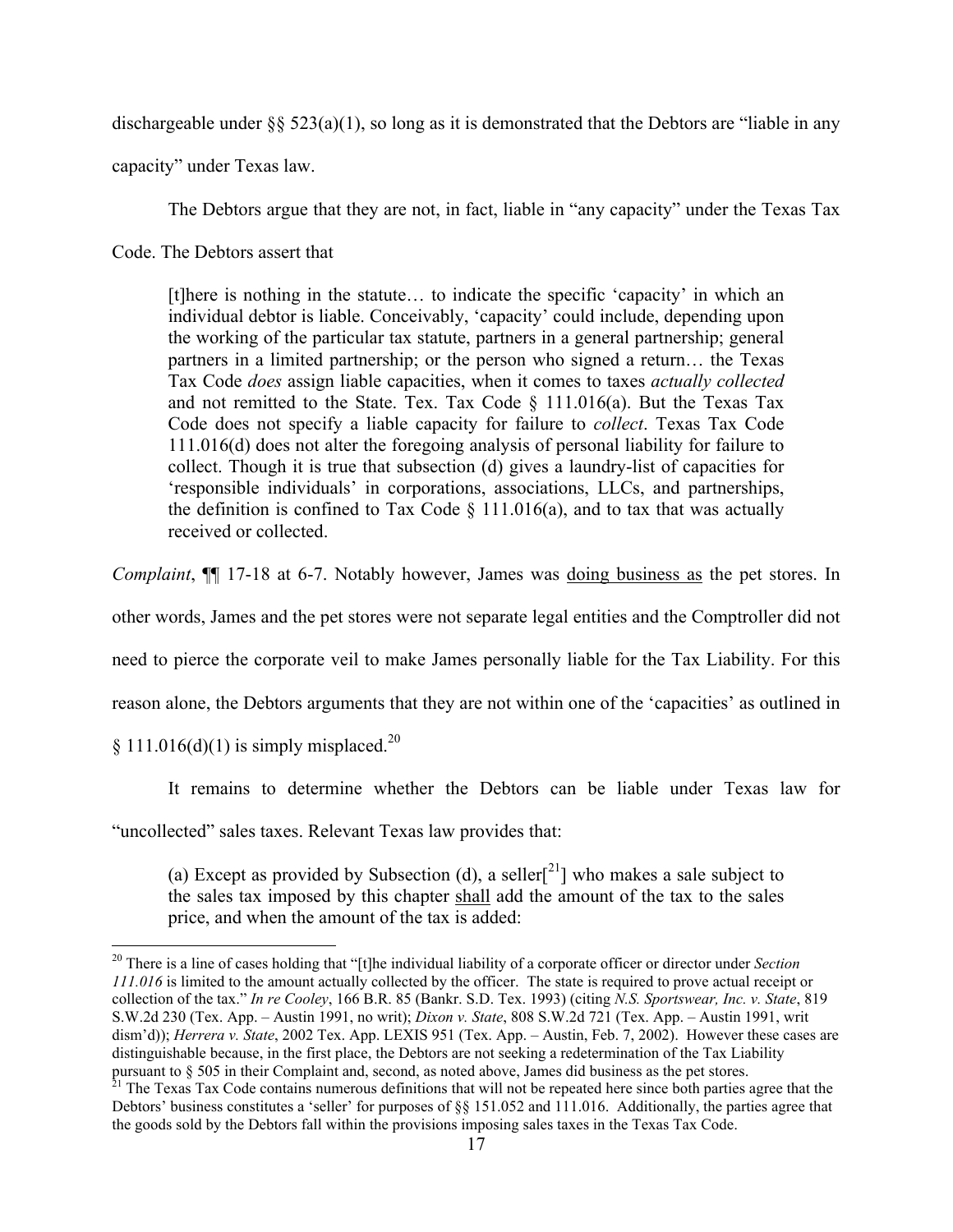dischargeable under §§ 523(a)(1), so long as it is demonstrated that the Debtors are "liable in any capacity" under Texas law.

The Debtors argue that they are not, in fact, liable in "any capacity" under the Texas Tax Code. The Debtors assert that

> [t]here is nothing in the statute… to indicate the specific 'capacity' in which an individual debtor is liable. Conceivably, 'capacity' could include, depending upon the working of the particular tax statute, partners in a general partnership; general partners in a limited partnership; or the person who signed a return… the Texas Tax Code *does* assign liable capacities, when it comes to taxes *actually collected* and not remitted to the State. Tex. Tax Code § 111.016(a). But the Texas Tax Code does not specify a liable capacity for failure to *collect*. Texas Tax Code 111.016(d) does not alter the foregoing analysis of personal liability for failure to collect. Though it is true that subsection (d) gives a laundry-list of capacities for 'responsible individuals' in corporations, associations, LLCs, and partnerships, the definition is confined to Tax Code § 111.016(a), and to tax that was actually received or collected.

*Complaint*, ¶¶ 17-18 at 6-7. Notably however, James was <u>doing business as</u> the pet stores. In other words, James and the pet stores were not separate legal entities and the Comptroller did not need to pierce the corporate veil to make James personally liable for the Tax Liability. For this reason alone, the Debtors arguments that they are not within one of the 'capacities' as outlined in § 111.016(d)(1) is simply misplaced.[20]

It remains to determine whether the Debtors can be liable under Texas law for "uncollected" sales taxes. Relevant Texas law provides that:

> (a) Except as provided by Subsection (d), a seller[[21]] who makes a sale subject to the sales tax imposed by this chapter <u>shall</u> add the amount of the tax to the sales price, and when the amount of the tax is added:

---

[20] There is a line of cases holding that "[t]he individual liability of a corporate officer or director under *Section 111.016* is limited to the amount actually collected by the officer. The state is required to prove actual receipt or collection of the tax." *In re Cooley*, 166 B.R. 85 (Bankr. S.D. Tex. 1993) (citing *N.S. Sportswear, Inc. v. State*, 819 S.W.2d 230 (Tex. App. – Austin 1991, no writ); *Dixon v. State*, 808 S.W.2d 721 (Tex. App. – Austin 1991, writ dism'd)); *Herrera v. State*, 2002 Tex. App. LEXIS 951 (Tex. App. – Austin, Feb. 7, 2002). However these cases are distinguishable because, in the first place, the Debtors are not seeking a redetermination of the Tax Liability pursuant to § 505 in their Complaint and, second, as noted above, James did business as the pet stores.

[21] The Texas Tax Code contains numerous definitions that will not be repeated here since both parties agree that the Debtors' business constitutes a 'seller' for purposes of §§ 151.052 and 111.016. Additionally, the parties agree that the goods sold by the Debtors fall within the provisions imposing sales taxes in the Texas Tax Code.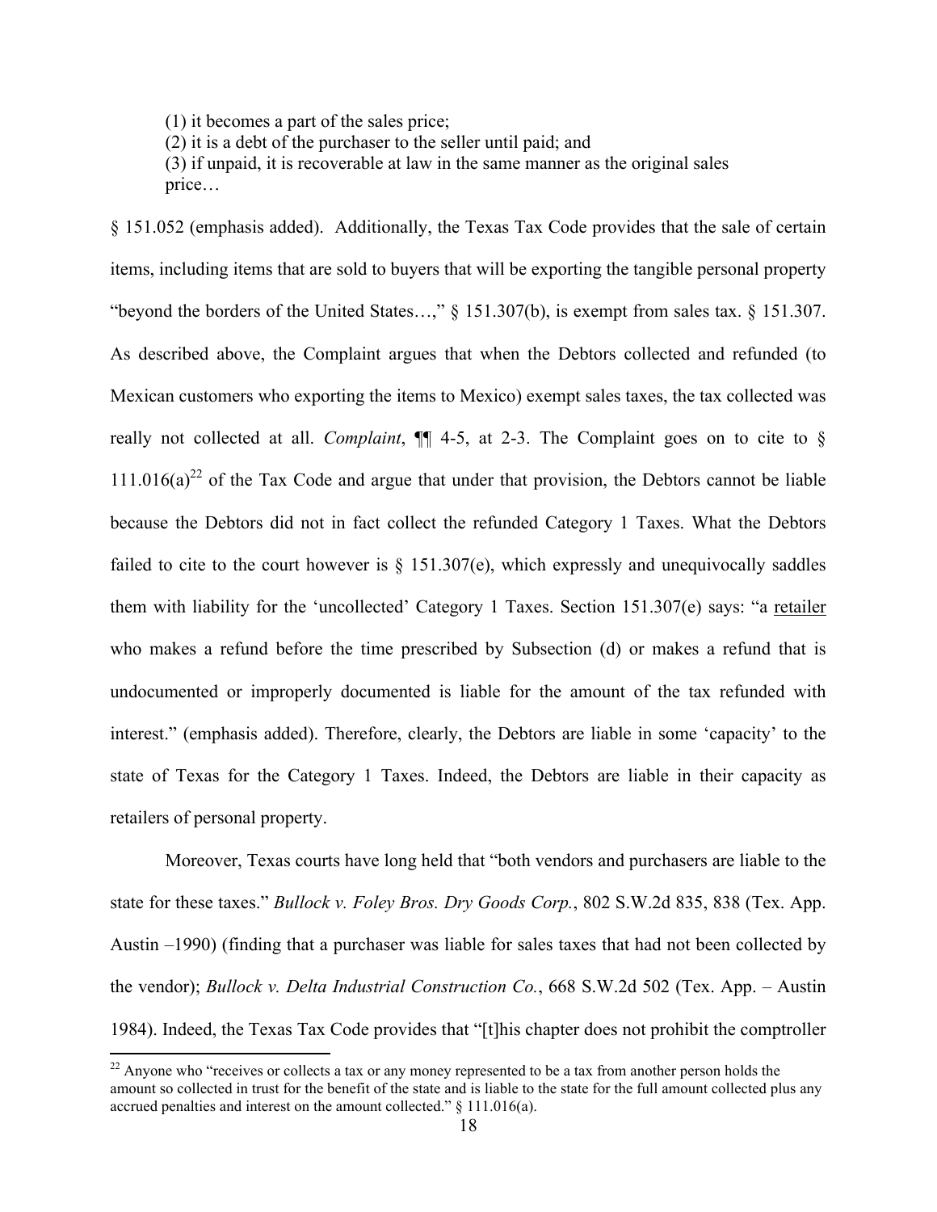(1) it becomes a part of the sales price;
(2) it is a debt of the purchaser to the seller until paid; and
(3) if unpaid, it is recoverable at law in the same manner as the original sales price…

§ 151.052 (emphasis added). Additionally, the Texas Tax Code provides that the sale of certain items, including items that are sold to buyers that will be exporting the tangible personal property "beyond the borders of the United States…," § 151.307(b), is exempt from sales tax. § 151.307. As described above, the Complaint argues that when the Debtors collected and refunded (to Mexican customers who exporting the items to Mexico) exempt sales taxes, the tax collected was really not collected at all. *Complaint*, ¶¶ 4-5, at 2-3. The Complaint goes on to cite to § 111.016(a)[22] of the Tax Code and argue that under that provision, the Debtors cannot be liable because the Debtors did not in fact collect the refunded Category 1 Taxes. What the Debtors failed to cite to the court however is § 151.307(e), which expressly and unequivocally saddles them with liability for the 'uncollected' Category 1 Taxes. Section 151.307(e) says: "a <u>retailer</u> who makes a refund before the time prescribed by Subsection (d) or makes a refund that is undocumented or improperly documented is liable for the amount of the tax refunded with interest." (emphasis added). Therefore, clearly, the Debtors are liable in some 'capacity' to the state of Texas for the Category 1 Taxes. Indeed, the Debtors are liable in their capacity as retailers of personal property.

Moreover, Texas courts have long held that "both vendors and purchasers are liable to the state for these taxes." *Bullock v. Foley Bros. Dry Goods Corp.*, 802 S.W.2d 835, 838 (Tex. App. Austin –1990) (finding that a purchaser was liable for sales taxes that had not been collected by the vendor); *Bullock v. Delta Industrial Construction Co.*, 668 S.W.2d 502 (Tex. App. – Austin 1984). Indeed, the Texas Tax Code provides that "[t]his chapter does not prohibit the comptroller

[22] Anyone who "receives or collects a tax or any money represented to be a tax from another person holds the amount so collected in trust for the benefit of the state and is liable to the state for the full amount collected plus any accrued penalties and interest on the amount collected." § 111.016(a).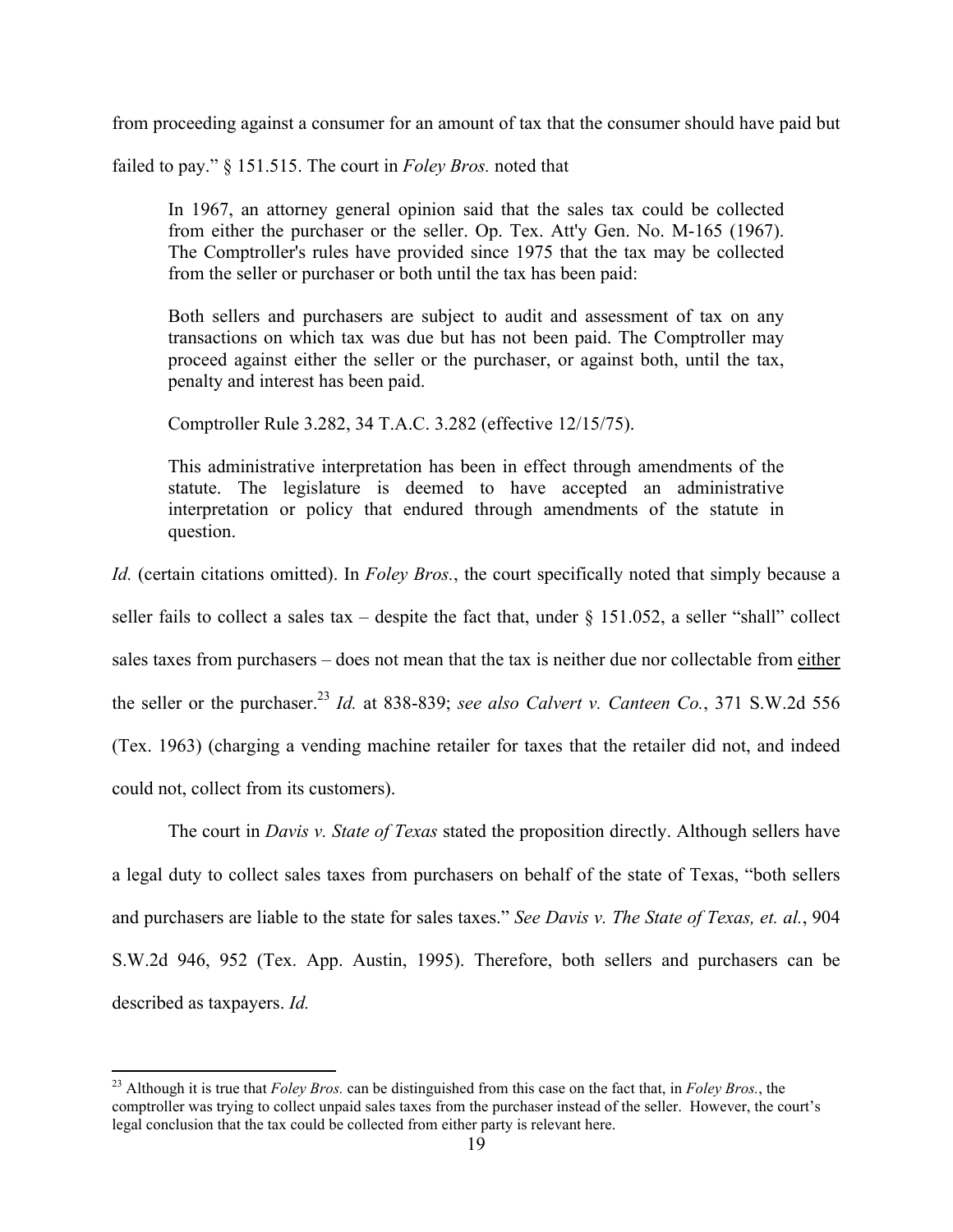from proceeding against a consumer for an amount of tax that the consumer should have paid but failed to pay." § 151.515. The court in *Foley Bros.* noted that

> In 1967, an attorney general opinion said that the sales tax could be collected from either the purchaser or the seller. Op. Tex. Att'y Gen. No. M-165 (1967). The Comptroller's rules have provided since 1975 that the tax may be collected from the seller or purchaser or both until the tax has been paid:
>
> Both sellers and purchasers are subject to audit and assessment of tax on any transactions on which tax was due but has not been paid. The Comptroller may proceed against either the seller or the purchaser, or against both, until the tax, penalty and interest has been paid.
>
> Comptroller Rule 3.282, 34 T.A.C. 3.282 (effective 12/15/75).
>
> This administrative interpretation has been in effect through amendments of the statute. The legislature is deemed to have accepted an administrative interpretation or policy that endured through amendments of the statute in question.

*Id.* (certain citations omitted). In *Foley Bros.*, the court specifically noted that simply because a seller fails to collect a sales tax – despite the fact that, under § 151.052, a seller "shall" collect sales taxes from purchasers – does not mean that the tax is neither due nor collectable from <u>either</u> the seller or the purchaser.[23] *Id.* at 838-839; *see also Calvert v. Canteen Co.*, 371 S.W.2d 556 (Tex. 1963) (charging a vending machine retailer for taxes that the retailer did not, and indeed could not, collect from its customers).

The court in *Davis v. State of Texas* stated the proposition directly. Although sellers have a legal duty to collect sales taxes from purchasers on behalf of the state of Texas, "both sellers and purchasers are liable to the state for sales taxes." *See Davis v. The State of Texas, et. al.*, 904 S.W.2d 946, 952 (Tex. App. Austin, 1995). Therefore, both sellers and purchasers can be described as taxpayers. *Id.*

---

[23] Although it is true that *Foley Bros.* can be distinguished from this case on the fact that, in *Foley Bros.*, the comptroller was trying to collect unpaid sales taxes from the purchaser instead of the seller. However, the court's legal conclusion that the tax could be collected from either party is relevant here.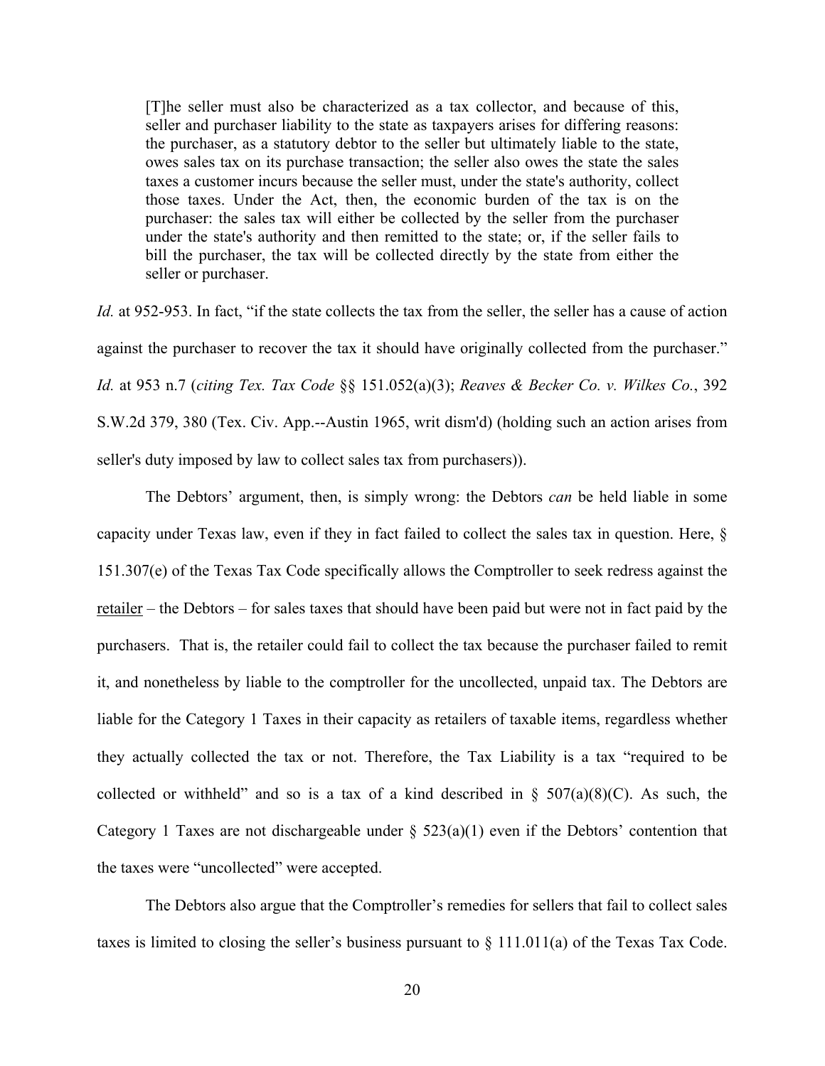> [T]he seller must also be characterized as a tax collector, and because of this, seller and purchaser liability to the state as taxpayers arises for differing reasons: the purchaser, as a statutory debtor to the seller but ultimately liable to the state, owes sales tax on its purchase transaction; the seller also owes the state the sales taxes a customer incurs because the seller must, under the state's authority, collect those taxes. Under the Act, then, the economic burden of the tax is on the purchaser: the sales tax will either be collected by the seller from the purchaser under the state's authority and then remitted to the state; or, if the seller fails to bill the purchaser, the tax will be collected directly by the state from either the seller or purchaser.

*Id.* at 952-953. In fact, "if the state collects the tax from the seller, the seller has a cause of action against the purchaser to recover the tax it should have originally collected from the purchaser." *Id.* at 953 n.7 (*citing Tex. Tax Code* §§ 151.052(a)(3); *Reaves & Becker Co. v. Wilkes Co.*, 392 S.W.2d 379, 380 (Tex. Civ. App.--Austin 1965, writ dism'd) (holding such an action arises from seller's duty imposed by law to collect sales tax from purchasers)).

The Debtors' argument, then, is simply wrong: the Debtors *can* be held liable in some capacity under Texas law, even if they in fact failed to collect the sales tax in question. Here, § 151.307(e) of the Texas Tax Code specifically allows the Comptroller to seek redress against the <u>retailer</u> – the Debtors – for sales taxes that should have been paid but were not in fact paid by the purchasers. That is, the retailer could fail to collect the tax because the purchaser failed to remit it, and nonetheless by liable to the comptroller for the uncollected, unpaid tax. The Debtors are liable for the Category 1 Taxes in their capacity as retailers of taxable items, regardless whether they actually collected the tax or not. Therefore, the Tax Liability is a tax "required to be collected or withheld" and so is a tax of a kind described in § 507(a)(8)(C). As such, the Category 1 Taxes are not dischargeable under § 523(a)(1) even if the Debtors' contention that the taxes were "uncollected" were accepted.

The Debtors also argue that the Comptroller's remedies for sellers that fail to collect sales taxes is limited to closing the seller's business pursuant to § 111.011(a) of the Texas Tax Code.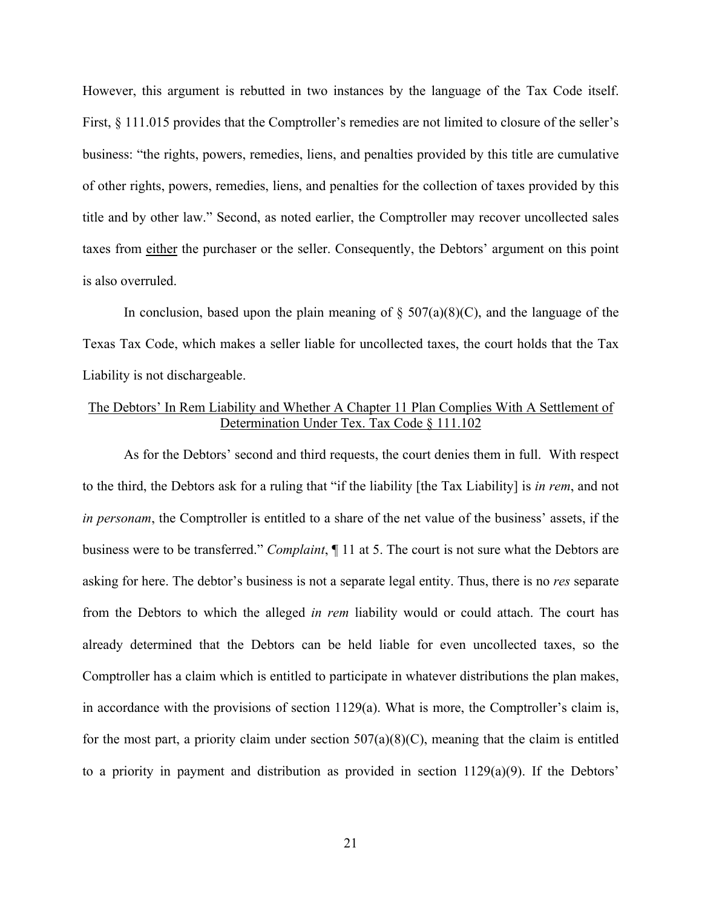However, this argument is rebutted in two instances by the language of the Tax Code itself. First, § 111.015 provides that the Comptroller's remedies are not limited to closure of the seller's business: "the rights, powers, remedies, liens, and penalties provided by this title are cumulative of other rights, powers, remedies, liens, and penalties for the collection of taxes provided by this title and by other law." Second, as noted earlier, the Comptroller may recover uncollected sales taxes from either the purchaser or the seller. Consequently, the Debtors' argument on this point is also overruled.

In conclusion, based upon the plain meaning of § 507(a)(8)(C), and the language of the Texas Tax Code, which makes a seller liable for uncollected taxes, the court holds that the Tax Liability is not dischargeable.

The Debtors' In Rem Liability and Whether A Chapter 11 Plan Complies With A Settlement of Determination Under Tex. Tax Code § 111.102

As for the Debtors' second and third requests, the court denies them in full. With respect to the third, the Debtors ask for a ruling that "if the liability [the Tax Liability] is *in rem*, and not *in personam*, the Comptroller is entitled to a share of the net value of the business' assets, if the business were to be transferred." *Complaint*, ¶ 11 at 5. The court is not sure what the Debtors are asking for here. The debtor's business is not a separate legal entity. Thus, there is no *res* separate from the Debtors to which the alleged *in rem* liability would or could attach. The court has already determined that the Debtors can be held liable for even uncollected taxes, so the Comptroller has a claim which is entitled to participate in whatever distributions the plan makes, in accordance with the provisions of section 1129(a). What is more, the Comptroller's claim is, for the most part, a priority claim under section 507(a)(8)(C), meaning that the claim is entitled to a priority in payment and distribution as provided in section 1129(a)(9). If the Debtors'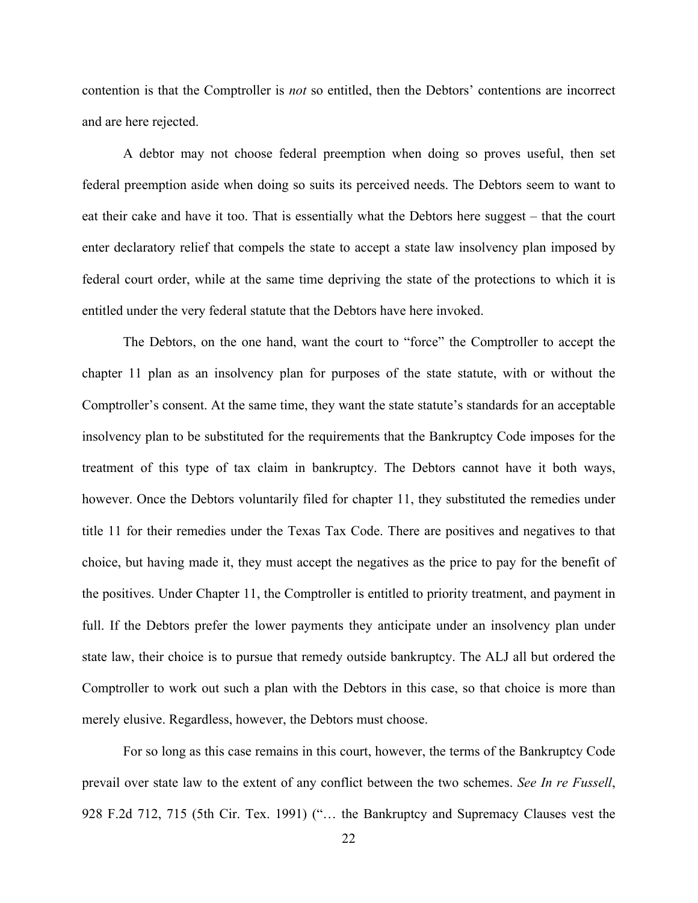contention is that the Comptroller is *not* so entitled, then the Debtors' contentions are incorrect and are here rejected.

A debtor may not choose federal preemption when doing so proves useful, then set federal preemption aside when doing so suits its perceived needs. The Debtors seem to want to eat their cake and have it too. That is essentially what the Debtors here suggest – that the court enter declaratory relief that compels the state to accept a state law insolvency plan imposed by federal court order, while at the same time depriving the state of the protections to which it is entitled under the very federal statute that the Debtors have here invoked.

The Debtors, on the one hand, want the court to "force" the Comptroller to accept the chapter 11 plan as an insolvency plan for purposes of the state statute, with or without the Comptroller's consent. At the same time, they want the state statute's standards for an acceptable insolvency plan to be substituted for the requirements that the Bankruptcy Code imposes for the treatment of this type of tax claim in bankruptcy. The Debtors cannot have it both ways, however. Once the Debtors voluntarily filed for chapter 11, they substituted the remedies under title 11 for their remedies under the Texas Tax Code. There are positives and negatives to that choice, but having made it, they must accept the negatives as the price to pay for the benefit of the positives. Under Chapter 11, the Comptroller is entitled to priority treatment, and payment in full. If the Debtors prefer the lower payments they anticipate under an insolvency plan under state law, their choice is to pursue that remedy outside bankruptcy. The ALJ all but ordered the Comptroller to work out such a plan with the Debtors in this case, so that choice is more than merely elusive. Regardless, however, the Debtors must choose.

For so long as this case remains in this court, however, the terms of the Bankruptcy Code prevail over state law to the extent of any conflict between the two schemes. *See In re Fussell*, 928 F.2d 712, 715 (5th Cir. Tex. 1991) ("… the Bankruptcy and Supremacy Clauses vest the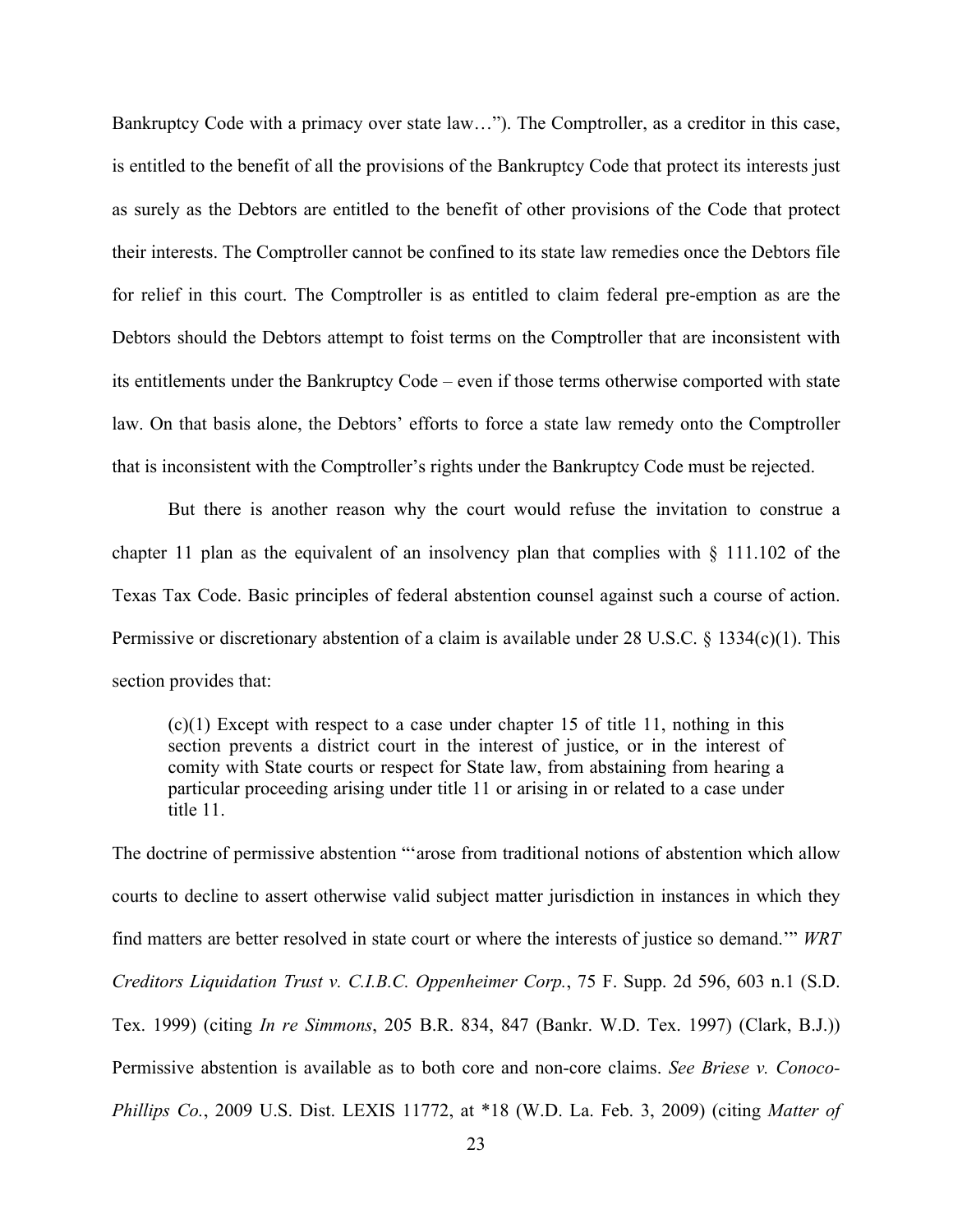Bankruptcy Code with a primacy over state law…"). The Comptroller, as a creditor in this case, is entitled to the benefit of all the provisions of the Bankruptcy Code that protect its interests just as surely as the Debtors are entitled to the benefit of other provisions of the Code that protect their interests. The Comptroller cannot be confined to its state law remedies once the Debtors file for relief in this court. The Comptroller is as entitled to claim federal pre-emption as are the Debtors should the Debtors attempt to foist terms on the Comptroller that are inconsistent with its entitlements under the Bankruptcy Code – even if those terms otherwise comported with state law. On that basis alone, the Debtors' efforts to force a state law remedy onto the Comptroller that is inconsistent with the Comptroller's rights under the Bankruptcy Code must be rejected.

But there is another reason why the court would refuse the invitation to construe a chapter 11 plan as the equivalent of an insolvency plan that complies with § 111.102 of the Texas Tax Code. Basic principles of federal abstention counsel against such a course of action. Permissive or discretionary abstention of a claim is available under 28 U.S.C. § 1334(c)(1). This section provides that:

> (c)(1) Except with respect to a case under chapter 15 of title 11, nothing in this section prevents a district court in the interest of justice, or in the interest of comity with State courts or respect for State law, from abstaining from hearing a particular proceeding arising under title 11 or arising in or related to a case under title 11.

The doctrine of permissive abstention "'arose from traditional notions of abstention which allow courts to decline to assert otherwise valid subject matter jurisdiction in instances in which they find matters are better resolved in state court or where the interests of justice so demand.'" *WRT Creditors Liquidation Trust v. C.I.B.C. Oppenheimer Corp.*, 75 F. Supp. 2d 596, 603 n.1 (S.D. Tex. 1999) (citing *In re Simmons*, 205 B.R. 834, 847 (Bankr. W.D. Tex. 1997) (Clark, B.J.)) Permissive abstention is available as to both core and non-core claims. *See Briese v. Conoco-Phillips Co.*, 2009 U.S. Dist. LEXIS 11772, at *18 (W.D. La. Feb. 3, 2009) (citing *Matter of*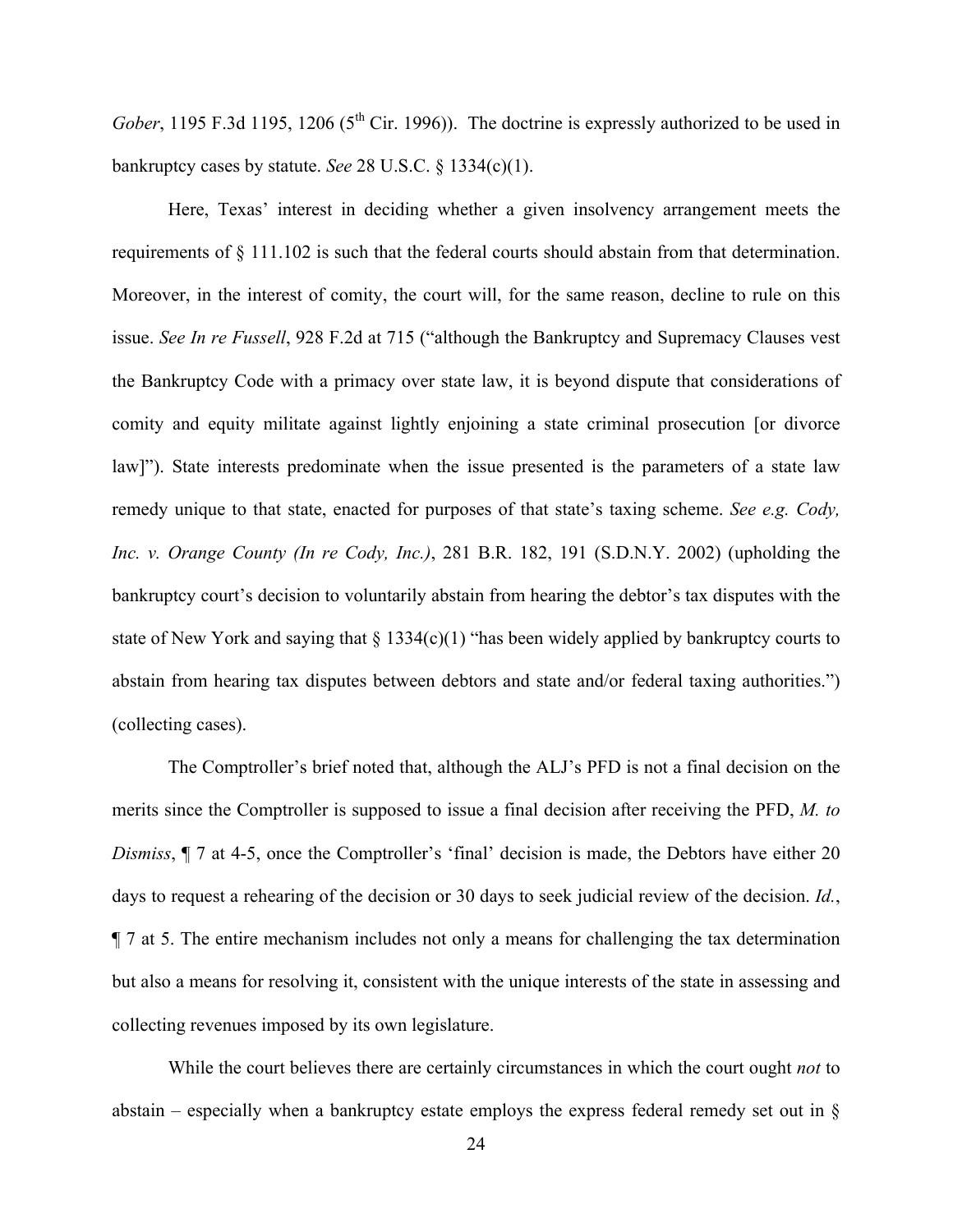*Gober*, 1195 F.3d 1195, 1206 (5th Cir. 1996)). The doctrine is expressly authorized to be used in bankruptcy cases by statute. *See* 28 U.S.C. § 1334(c)(1).

Here, Texas' interest in deciding whether a given insolvency arrangement meets the requirements of § 111.102 is such that the federal courts should abstain from that determination. Moreover, in the interest of comity, the court will, for the same reason, decline to rule on this issue. *See In re Fussell*, 928 F.2d at 715 ("although the Bankruptcy and Supremacy Clauses vest the Bankruptcy Code with a primacy over state law, it is beyond dispute that considerations of comity and equity militate against lightly enjoining a state criminal prosecution [or divorce law]"). State interests predominate when the issue presented is the parameters of a state law remedy unique to that state, enacted for purposes of that state's taxing scheme. *See e.g. Cody, Inc. v. Orange County (In re Cody, Inc.)*, 281 B.R. 182, 191 (S.D.N.Y. 2002) (upholding the bankruptcy court's decision to voluntarily abstain from hearing the debtor's tax disputes with the state of New York and saying that § 1334(c)(1) "has been widely applied by bankruptcy courts to abstain from hearing tax disputes between debtors and state and/or federal taxing authorities.") (collecting cases).

The Comptroller's brief noted that, although the ALJ's PFD is not a final decision on the merits since the Comptroller is supposed to issue a final decision after receiving the PFD, *M. to Dismiss*, ¶ 7 at 4-5, once the Comptroller's 'final' decision is made, the Debtors have either 20 days to request a rehearing of the decision or 30 days to seek judicial review of the decision. *Id.*, ¶ 7 at 5. The entire mechanism includes not only a means for challenging the tax determination but also a means for resolving it, consistent with the unique interests of the state in assessing and collecting revenues imposed by its own legislature.

While the court believes there are certainly circumstances in which the court ought *not* to abstain – especially when a bankruptcy estate employs the express federal remedy set out in §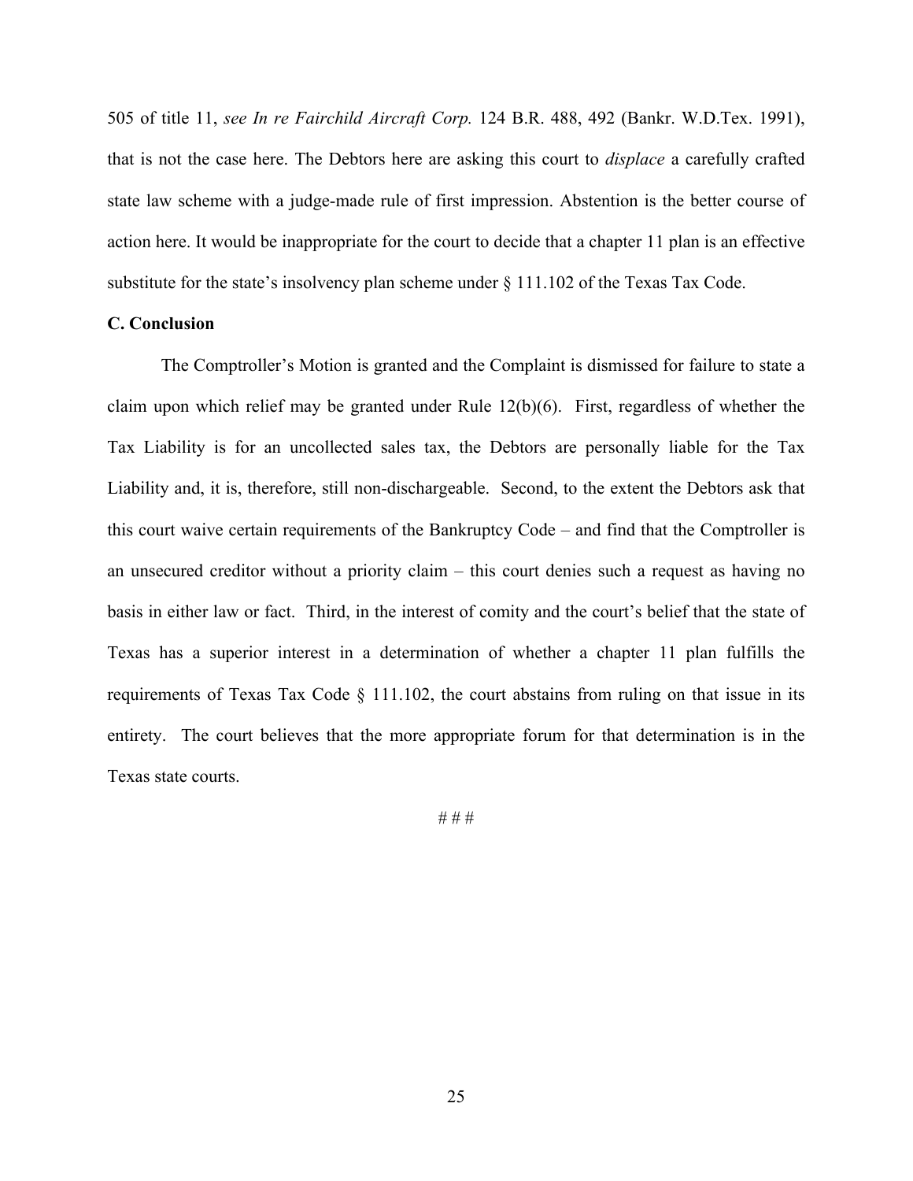505 of title 11, *see In re Fairchild Aircraft Corp.* 124 B.R. 488, 492 (Bankr. W.D.Tex. 1991), that is not the case here. The Debtors here are asking this court to *displace* a carefully crafted state law scheme with a judge-made rule of first impression. Abstention is the better course of action here. It would be inappropriate for the court to decide that a chapter 11 plan is an effective substitute for the state's insolvency plan scheme under § 111.102 of the Texas Tax Code.

**C. Conclusion**

The Comptroller's Motion is granted and the Complaint is dismissed for failure to state a claim upon which relief may be granted under Rule 12(b)(6). First, regardless of whether the Tax Liability is for an uncollected sales tax, the Debtors are personally liable for the Tax Liability and, it is, therefore, still non-dischargeable. Second, to the extent the Debtors ask that this court waive certain requirements of the Bankruptcy Code – and find that the Comptroller is an unsecured creditor without a priority claim – this court denies such a request as having no basis in either law or fact. Third, in the interest of comity and the court's belief that the state of Texas has a superior interest in a determination of whether a chapter 11 plan fulfills the requirements of Texas Tax Code § 111.102, the court abstains from ruling on that issue in its entirety. The court believes that the more appropriate forum for that determination is in the Texas state courts.

# # #